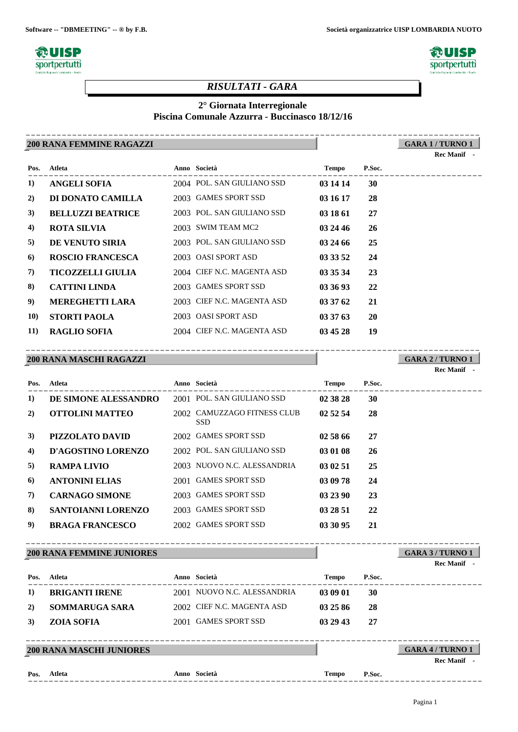Software -- "DBMEETING" -- ® by F.B.

Società organizzatrice UISP LOMBARDIA NUOTO

# *RISULTATI - GARA*

## 2° Giornata Interregionale
## Piscina Comunale Azzurra - Buccinasco 18/12/16

### 200 RANA FEMMINE RAGAZZI

**GARA 1 / TURNO 1**

**Rec Manif -**

| Pos. | Atleta | Anno | Società | Tempo | P.Soc. |
|---|---|---|---|---|---|
| 1) | **ANGELI SOFIA** | 2004 | POL. SAN GIULIANO SSD | **03 14 14** | **30** |
| 2) | **DI DONATO CAMILLA** | 2003 | GAMES SPORT SSD | **03 16 17** | **28** |
| 3) | **BELLUZZI BEATRICE** | 2003 | POL. SAN GIULIANO SSD | **03 18 61** | **27** |
| 4) | **ROTA SILVIA** | 2003 | SWIM TEAM MC2 | **03 24 46** | **26** |
| 5) | **DE VENUTO SIRIA** | 2003 | POL. SAN GIULIANO SSD | **03 24 66** | **25** |
| 6) | **ROSCIO FRANCESCA** | 2003 | OASI SPORT ASD | **03 33 52** | **24** |
| 7) | **TICOZZELLI GIULIA** | 2004 | CIEF N.C. MAGENTA ASD | **03 35 34** | **23** |
| 8) | **CATTINI LINDA** | 2003 | GAMES SPORT SSD | **03 36 93** | **22** |
| 9) | **MEREGHETTI LARA** | 2003 | CIEF N.C. MAGENTA ASD | **03 37 62** | **21** |
| 10) | **STORTI PAOLA** | 2003 | OASI SPORT ASD | **03 37 63** | **20** |
| 11) | **RAGLIO SOFIA** | 2004 | CIEF N.C. MAGENTA ASD | **03 45 28** | **19** |

### 200 RANA MASCHI RAGAZZI

**GARA 2 / TURNO 1**

**Rec Manif -**

| Pos. | Atleta | Anno | Società | Tempo | P.Soc. |
|---|---|---|---|---|---|
| 1) | **DE SIMONE ALESSANDRO** | 2001 | POL. SAN GIULIANO SSD | **02 38 28** | **30** |
| 2) | **OTTOLINI MATTEO** | 2002 | CAMUZZAGO FITNESS CLUB SSD | **02 52 54** | **28** |
| 3) | **PIZZOLATO DAVID** | 2002 | GAMES SPORT SSD | **02 58 66** | **27** |
| 4) | **D'AGOSTINO LORENZO** | 2002 | POL. SAN GIULIANO SSD | **03 01 08** | **26** |
| 5) | **RAMPA LIVIO** | 2003 | NUOVO N.C. ALESSANDRIA | **03 02 51** | **25** |
| 6) | **ANTONINI ELIAS** | 2001 | GAMES SPORT SSD | **03 09 78** | **24** |
| 7) | **CARNAGO SIMONE** | 2003 | GAMES SPORT SSD | **03 23 90** | **23** |
| 8) | **SANTOIANNI LORENZO** | 2003 | GAMES SPORT SSD | **03 28 51** | **22** |
| 9) | **BRAGA FRANCESCO** | 2002 | GAMES SPORT SSD | **03 30 95** | **21** |

### 200 RANA FEMMINE JUNIORES

**GARA 3 / TURNO 1**

**Rec Manif -**

| Pos. | Atleta | Anno | Società | Tempo | P.Soc. |
|---|---|---|---|---|---|
| 1) | **BRIGANTI IRENE** | 2001 | NUOVO N.C. ALESSANDRIA | **03 09 01** | **30** |
| 2) | **SOMMARUGA SARA** | 2002 | CIEF N.C. MAGENTA ASD | **03 25 86** | **28** |
| 3) | **ZOIA SOFIA** | 2001 | GAMES SPORT SSD | **03 29 43** | **27** |

### 200 RANA MASCHI JUNIORES

**GARA 4 / TURNO 1**

**Rec Manif -**

| Pos. | Atleta | Anno | Società | Tempo | P.Soc. |
|---|---|---|---|---|---|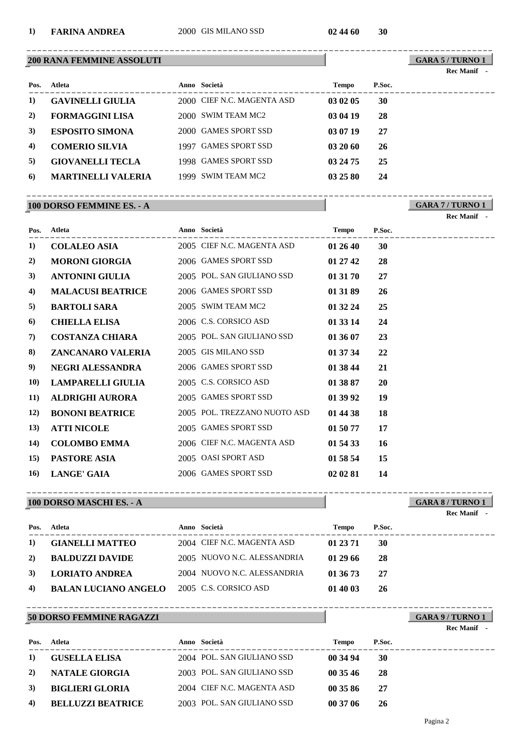| Pos. | Atleta | Anno | Società | Tempo | P.Soc. |
|---|---|---|---|---|---|
| 1) | **FARINA ANDREA** | 2000 | GIS MILANO SSD | **02 44 60** | **30** |

## 200 RANA FEMMINE ASSOLUTI

**GARA 5 / TURNO 1**

**Rec Manif** -

| Pos. | Atleta | Anno | Società | Tempo | P.Soc. |
|---|---|---|---|---|---|
| 1) | **GAVINELLI GIULIA** | 2000 | CIEF N.C. MAGENTA ASD | **03 02 05** | **30** |
| 2) | **FORMAGGINI LISA** | 2000 | SWIM TEAM MC2 | **03 04 19** | **28** |
| 3) | **ESPOSITO SIMONA** | 2000 | GAMES SPORT SSD | **03 07 19** | **27** |
| 4) | **COMERIO SILVIA** | 1997 | GAMES SPORT SSD | **03 20 60** | **26** |
| 5) | **GIOVANELLI TECLA** | 1998 | GAMES SPORT SSD | **03 24 75** | **25** |
| 6) | **MARTINELLI VALERIA** | 1999 | SWIM TEAM MC2 | **03 25 80** | **24** |

## 100 DORSO FEMMINE ES. - A

**GARA 7 / TURNO 1**

**Rec Manif** -

| Pos. | Atleta | Anno | Società | Tempo | P.Soc. |
|---|---|---|---|---|---|
| 1) | **COLALEO ASIA** | 2005 | CIEF N.C. MAGENTA ASD | **01 26 40** | **30** |
| 2) | **MORONI GIORGIA** | 2006 | GAMES SPORT SSD | **01 27 42** | **28** |
| 3) | **ANTONINI GIULIA** | 2005 | POL. SAN GIULIANO SSD | **01 31 70** | **27** |
| 4) | **MALACUSI BEATRICE** | 2006 | GAMES SPORT SSD | **01 31 89** | **26** |
| 5) | **BARTOLI SARA** | 2005 | SWIM TEAM MC2 | **01 32 24** | **25** |
| 6) | **CHIELLA ELISA** | 2006 | C.S. CORSICO ASD | **01 33 14** | **24** |
| 7) | **COSTANZA CHIARA** | 2005 | POL. SAN GIULIANO SSD | **01 36 07** | **23** |
| 8) | **ZANCANARO VALERIA** | 2005 | GIS MILANO SSD | **01 37 34** | **22** |
| 9) | **NEGRI ALESSANDRA** | 2006 | GAMES SPORT SSD | **01 38 44** | **21** |
| 10) | **LAMPARELLI GIULIA** | 2005 | C.S. CORSICO ASD | **01 38 87** | **20** |
| 11) | **ALDRIGHI AURORA** | 2005 | GAMES SPORT SSD | **01 39 92** | **19** |
| 12) | **BONONI BEATRICE** | 2005 | POL. TREZZANO NUOTO ASD | **01 44 38** | **18** |
| 13) | **ATTI NICOLE** | 2005 | GAMES SPORT SSD | **01 50 77** | **17** |
| 14) | **COLOMBO EMMA** | 2006 | CIEF N.C. MAGENTA ASD | **01 54 33** | **16** |
| 15) | **PASTORE ASIA** | 2005 | OASI SPORT ASD | **01 58 54** | **15** |
| 16) | **LANGE' GAIA** | 2006 | GAMES SPORT SSD | **02 02 81** | **14** |

## 100 DORSO MASCHI ES. - A

**GARA 8 / TURNO 1**

**Rec Manif** -

| Pos. | Atleta | Anno | Società | Tempo | P.Soc. |
|---|---|---|---|---|---|
| 1) | **GIANELLI MATTEO** | 2004 | CIEF N.C. MAGENTA ASD | **01 23 71** | **30** |
| 2) | **BALDUZZI DAVIDE** | 2005 | NUOVO N.C. ALESSANDRIA | **01 29 66** | **28** |
| 3) | **LORIATO ANDREA** | 2004 | NUOVO N.C. ALESSANDRIA | **01 36 73** | **27** |
| 4) | **BALAN LUCIANO ANGELO** | 2005 | C.S. CORSICO ASD | **01 40 03** | **26** |

## 50 DORSO FEMMINE RAGAZZI

**GARA 9 / TURNO 1**

**Rec Manif** -

| Pos. | Atleta | Anno | Società | Tempo | P.Soc. |
|---|---|---|---|---|---|
| 1) | **GUSELLA ELISA** | 2004 | POL. SAN GIULIANO SSD | **00 34 94** | **30** |
| 2) | **NATALE GIORGIA** | 2003 | POL. SAN GIULIANO SSD | **00 35 46** | **28** |
| 3) | **BIGLIERI GLORIA** | 2004 | CIEF N.C. MAGENTA ASD | **00 35 86** | **27** |
| 4) | **BELLUZZI BEATRICE** | 2003 | POL. SAN GIULIANO SSD | **00 37 06** | **26** |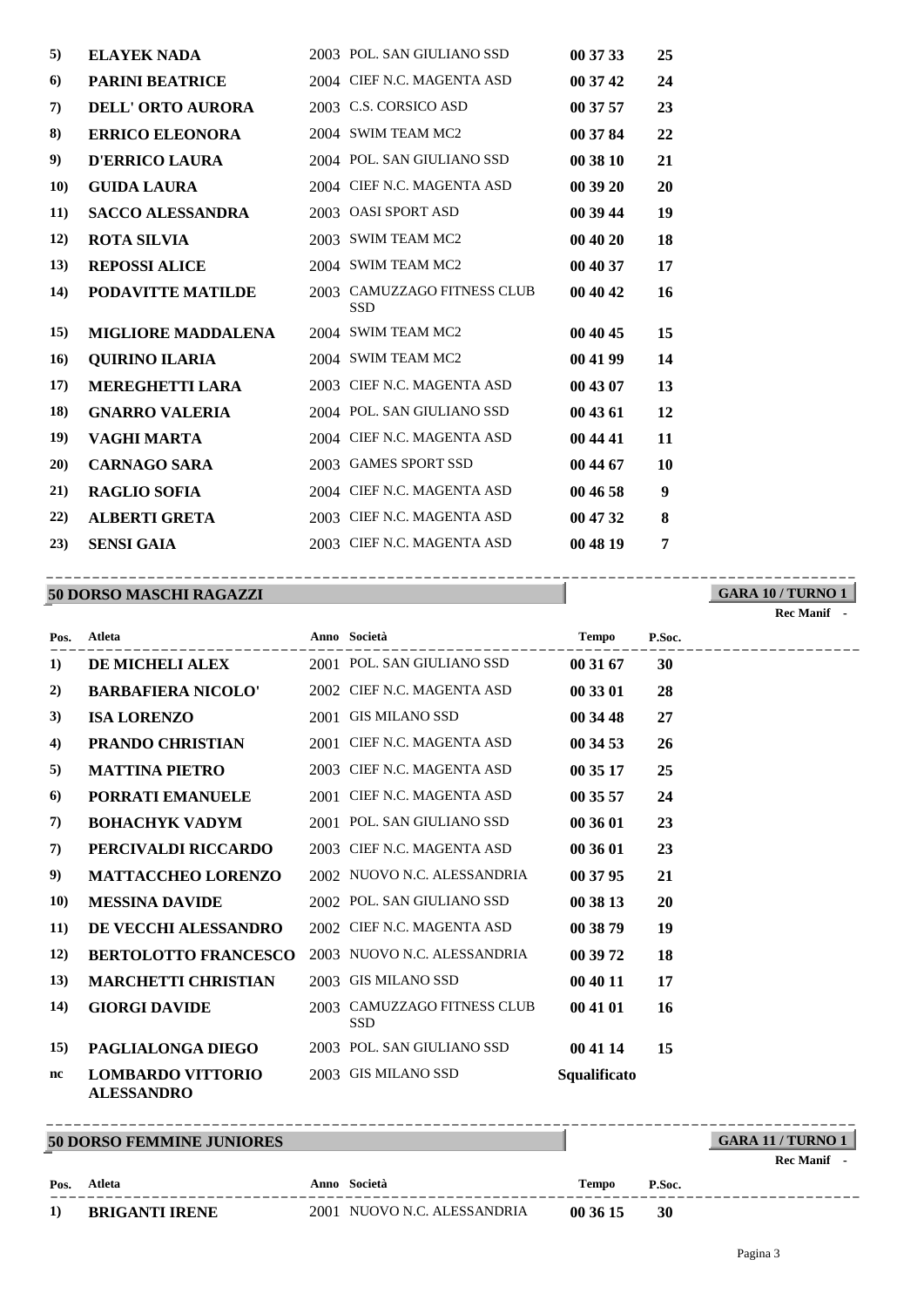| Pos. | Atleta | Anno | Società | Tempo | P.Soc. |
|---|---|---|---|---|---|
| 5) | **ELAYEK NADA** | 2003 | POL. SAN GIULIANO SSD | **00 37 33** | **25** |
| 6) | **PARINI BEATRICE** | 2004 | CIEF N.C. MAGENTA ASD | **00 37 42** | **24** |
| 7) | **DELL' ORTO AURORA** | 2003 | C.S. CORSICO ASD | **00 37 57** | **23** |
| 8) | **ERRICO ELEONORA** | 2004 | SWIM TEAM MC2 | **00 37 84** | **22** |
| 9) | **D'ERRICO LAURA** | 2004 | POL. SAN GIULIANO SSD | **00 38 10** | **21** |
| 10) | **GUIDA LAURA** | 2004 | CIEF N.C. MAGENTA ASD | **00 39 20** | **20** |
| 11) | **SACCO ALESSANDRA** | 2003 | OASI SPORT ASD | **00 39 44** | **19** |
| 12) | **ROTA SILVIA** | 2003 | SWIM TEAM MC2 | **00 40 20** | **18** |
| 13) | **REPOSSI ALICE** | 2004 | SWIM TEAM MC2 | **00 40 37** | **17** |
| 14) | **PODAVITTE MATILDE** | 2003 | CAMUZZAGO FITNESS CLUB SSD | **00 40 42** | **16** |
| 15) | **MIGLIORE MADDALENA** | 2004 | SWIM TEAM MC2 | **00 40 45** | **15** |
| 16) | **QUIRINO ILARIA** | 2004 | SWIM TEAM MC2 | **00 41 99** | **14** |
| 17) | **MEREGHETTI LARA** | 2003 | CIEF N.C. MAGENTA ASD | **00 43 07** | **13** |
| 18) | **GNARRO VALERIA** | 2004 | POL. SAN GIULIANO SSD | **00 43 61** | **12** |
| 19) | **VAGHI MARTA** | 2004 | CIEF N.C. MAGENTA ASD | **00 44 41** | **11** |
| 20) | **CARNAGO SARA** | 2003 | GAMES SPORT SSD | **00 44 67** | **10** |
| 21) | **RAGLIO SOFIA** | 2004 | CIEF N.C. MAGENTA ASD | **00 46 58** | **9** |
| 22) | **ALBERTI GRETA** | 2003 | CIEF N.C. MAGENTA ASD | **00 47 32** | **8** |
| 23) | **SENSI GAIA** | 2003 | CIEF N.C. MAGENTA ASD | **00 48 19** | **7** |

## 50 DORSO MASCHI RAGAZZI

**GARA 10 / TURNO 1**

**Rec Manif** -

| Pos. | Atleta | Anno | Società | Tempo | P.Soc. |
|---|---|---|---|---|---|
| 1) | **DE MICHELI ALEX** | 2001 | POL. SAN GIULIANO SSD | **00 31 67** | **30** |
| 2) | **BARBAFIERA NICOLO'** | 2002 | CIEF N.C. MAGENTA ASD | **00 33 01** | **28** |
| 3) | **ISA LORENZO** | 2001 | GIS MILANO SSD | **00 34 48** | **27** |
| 4) | **PRANDO CHRISTIAN** | 2001 | CIEF N.C. MAGENTA ASD | **00 34 53** | **26** |
| 5) | **MATTINA PIETRO** | 2003 | CIEF N.C. MAGENTA ASD | **00 35 17** | **25** |
| 6) | **PORRATI EMANUELE** | 2001 | CIEF N.C. MAGENTA ASD | **00 35 57** | **24** |
| 7) | **BOHACHYK VADYM** | 2001 | POL. SAN GIULIANO SSD | **00 36 01** | **23** |
| 7) | **PERCIVALDI RICCARDO** | 2003 | CIEF N.C. MAGENTA ASD | **00 36 01** | **23** |
| 9) | **MATTACCHEO LORENZO** | 2002 | NUOVO N.C. ALESSANDRIA | **00 37 95** | **21** |
| 10) | **MESSINA DAVIDE** | 2002 | POL. SAN GIULIANO SSD | **00 38 13** | **20** |
| 11) | **DE VECCHI ALESSANDRO** | 2002 | CIEF N.C. MAGENTA ASD | **00 38 79** | **19** |
| 12) | **BERTOLOTTO FRANCESCO** | 2003 | NUOVO N.C. ALESSANDRIA | **00 39 72** | **18** |
| 13) | **MARCHETTI CHRISTIAN** | 2003 | GIS MILANO SSD | **00 40 11** | **17** |
| 14) | **GIORGI DAVIDE** | 2003 | CAMUZZAGO FITNESS CLUB SSD | **00 41 01** | **16** |
| 15) | **PAGLIALONGA DIEGO** | 2003 | POL. SAN GIULIANO SSD | **00 41 14** | **15** |
| nc | **LOMBARDO VITTORIO ALESSANDRO** | 2003 | GIS MILANO SSD | **Squalificato** | |

## 50 DORSO FEMMINE JUNIORES

**GARA 11 / TURNO 1**

**Rec Manif** -

| Pos. | Atleta | Anno | Società | Tempo | P.Soc. |
|---|---|---|---|---|---|
| 1) | **BRIGANTI IRENE** | 2001 | NUOVO N.C. ALESSANDRIA | **00 36 15** | **30** |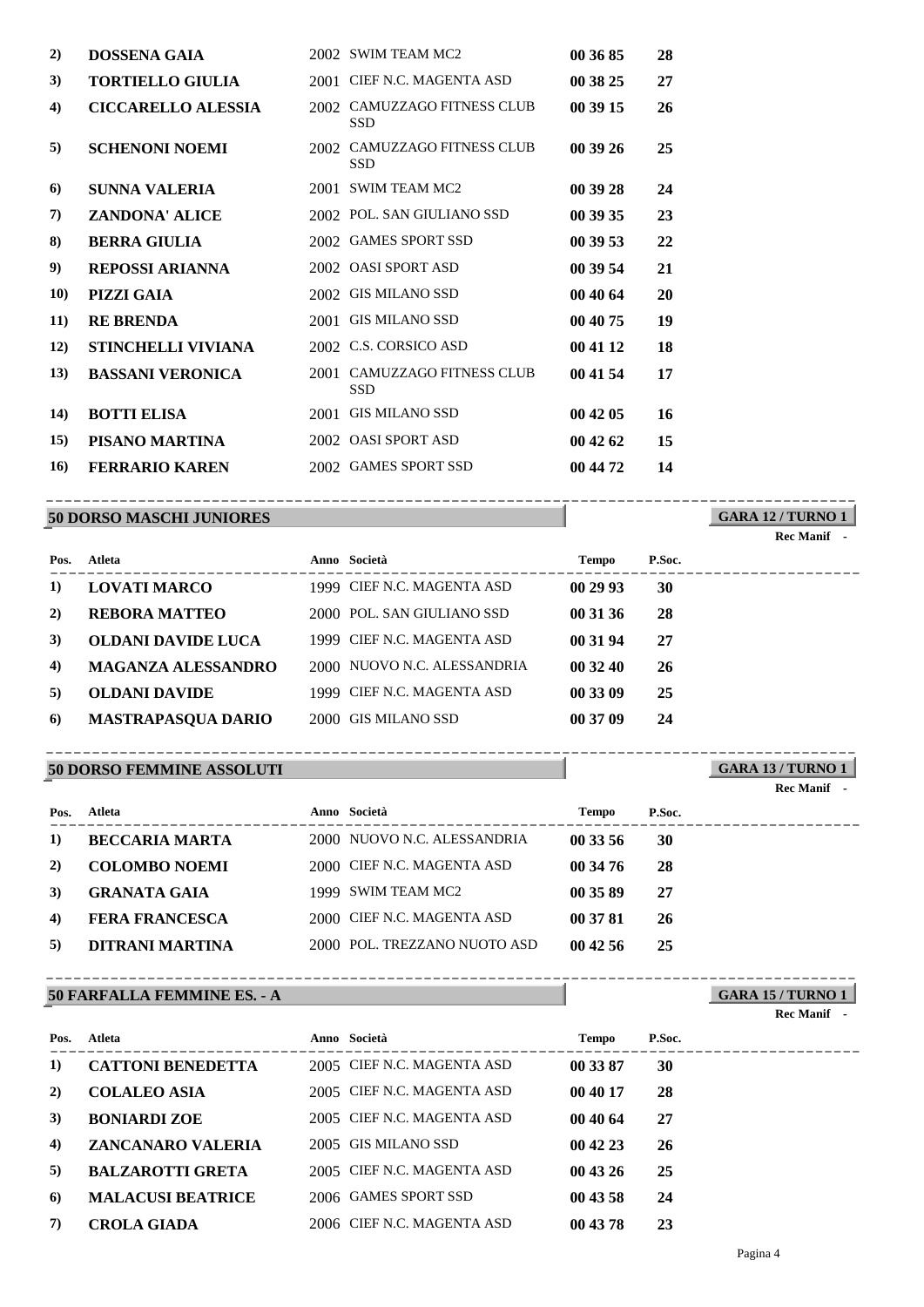| Pos. | Atleta | Anno | Società | Tempo | P.Soc. |
|---|---|---|---|---|---|
| 2) | **DOSSENA GAIA** | 2002 | SWIM TEAM MC2 | **00 36 85** | **28** |
| 3) | **TORTIELLO GIULIA** | 2001 | CIEF N.C. MAGENTA ASD | **00 38 25** | **27** |
| 4) | **CICCARELLO ALESSIA** | 2002 | CAMUZZAGO FITNESS CLUB SSD | **00 39 15** | **26** |
| 5) | **SCHENONI NOEMI** | 2002 | CAMUZZAGO FITNESS CLUB SSD | **00 39 26** | **25** |
| 6) | **SUNNA VALERIA** | 2001 | SWIM TEAM MC2 | **00 39 28** | **24** |
| 7) | **ZANDONA' ALICE** | 2002 | POL. SAN GIULIANO SSD | **00 39 35** | **23** |
| 8) | **BERRA GIULIA** | 2002 | GAMES SPORT SSD | **00 39 53** | **22** |
| 9) | **REPOSSI ARIANNA** | 2002 | OASI SPORT ASD | **00 39 54** | **21** |
| 10) | **PIZZI GAIA** | 2002 | GIS MILANO SSD | **00 40 64** | **20** |
| 11) | **RE BRENDA** | 2001 | GIS MILANO SSD | **00 40 75** | **19** |
| 12) | **STINCHELLI VIVIANA** | 2002 | C.S. CORSICO ASD | **00 41 12** | **18** |
| 13) | **BASSANI VERONICA** | 2001 | CAMUZZAGO FITNESS CLUB SSD | **00 41 54** | **17** |
| 14) | **BOTTI ELISA** | 2001 | GIS MILANO SSD | **00 42 05** | **16** |
| 15) | **PISANO MARTINA** | 2002 | OASI SPORT ASD | **00 42 62** | **15** |
| 16) | **FERRARIO KAREN** | 2002 | GAMES SPORT SSD | **00 44 72** | **14** |

## 50 DORSO MASCHI JUNIORES

**GARA 12 / TURNO 1**

**Rec Manif** -

| Pos. | Atleta | Anno | Società | Tempo | P.Soc. |
|---|---|---|---|---|---|
| 1) | **LOVATI MARCO** | 1999 | CIEF N.C. MAGENTA ASD | **00 29 93** | **30** |
| 2) | **REBORA MATTEO** | 2000 | POL. SAN GIULIANO SSD | **00 31 36** | **28** |
| 3) | **OLDANI DAVIDE LUCA** | 1999 | CIEF N.C. MAGENTA ASD | **00 31 94** | **27** |
| 4) | **MAGANZA ALESSANDRO** | 2000 | NUOVO N.C. ALESSANDRIA | **00 32 40** | **26** |
| 5) | **OLDANI DAVIDE** | 1999 | CIEF N.C. MAGENTA ASD | **00 33 09** | **25** |
| 6) | **MASTRAPASQUA DARIO** | 2000 | GIS MILANO SSD | **00 37 09** | **24** |

## 50 DORSO FEMMINE ASSOLUTI

**GARA 13 / TURNO 1**

**Rec Manif** -

| Pos. | Atleta | Anno | Società | Tempo | P.Soc. |
|---|---|---|---|---|---|
| 1) | **BECCARIA MARTA** | 2000 | NUOVO N.C. ALESSANDRIA | **00 33 56** | **30** |
| 2) | **COLOMBO NOEMI** | 2000 | CIEF N.C. MAGENTA ASD | **00 34 76** | **28** |
| 3) | **GRANATA GAIA** | 1999 | SWIM TEAM MC2 | **00 35 89** | **27** |
| 4) | **FERA FRANCESCA** | 2000 | CIEF N.C. MAGENTA ASD | **00 37 81** | **26** |
| 5) | **DITRANI MARTINA** | 2000 | POL. TREZZANO NUOTO ASD | **00 42 56** | **25** |

## 50 FARFALLA FEMMINE ES. - A

**GARA 15 / TURNO 1**

**Rec Manif** -

| Pos. | Atleta | Anno | Società | Tempo | P.Soc. |
|---|---|---|---|---|---|
| 1) | **CATTONI BENEDETTA** | 2005 | CIEF N.C. MAGENTA ASD | **00 33 87** | **30** |
| 2) | **COLALEO ASIA** | 2005 | CIEF N.C. MAGENTA ASD | **00 40 17** | **28** |
| 3) | **BONIARDI ZOE** | 2005 | CIEF N.C. MAGENTA ASD | **00 40 64** | **27** |
| 4) | **ZANCANARO VALERIA** | 2005 | GIS MILANO SSD | **00 42 23** | **26** |
| 5) | **BALZAROTTI GRETA** | 2005 | CIEF N.C. MAGENTA ASD | **00 43 26** | **25** |
| 6) | **MALACUSI BEATRICE** | 2006 | GAMES SPORT SSD | **00 43 58** | **24** |
| 7) | **CROLA GIADA** | 2006 | CIEF N.C. MAGENTA ASD | **00 43 78** | **23** |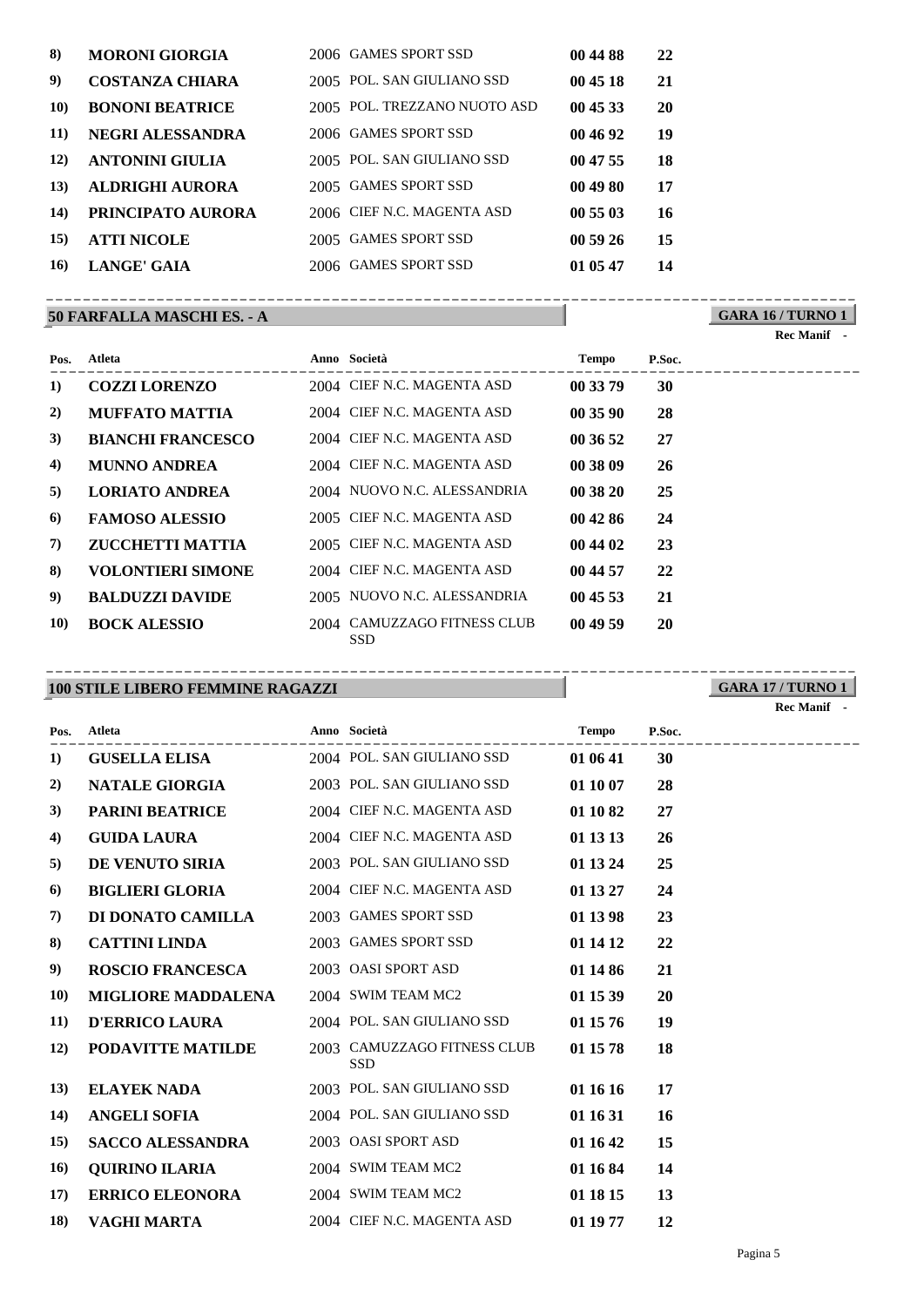| Pos. | Atleta | Anno | Società | Tempo | P.Soc. |
|---|---|---|---|---|---|
| 8) | **MORONI GIORGIA** | 2006 | GAMES SPORT SSD | **00 44 88** | **22** |
| 9) | **COSTANZA CHIARA** | 2005 | POL. SAN GIULIANO SSD | **00 45 18** | **21** |
| 10) | **BONONI BEATRICE** | 2005 | POL. TREZZANO NUOTO ASD | **00 45 33** | **20** |
| 11) | **NEGRI ALESSANDRA** | 2006 | GAMES SPORT SSD | **00 46 92** | **19** |
| 12) | **ANTONINI GIULIA** | 2005 | POL. SAN GIULIANO SSD | **00 47 55** | **18** |
| 13) | **ALDRIGHI AURORA** | 2005 | GAMES SPORT SSD | **00 49 80** | **17** |
| 14) | **PRINCIPATO AURORA** | 2006 | CIEF N.C. MAGENTA ASD | **00 55 03** | **16** |
| 15) | **ATTI NICOLE** | 2005 | GAMES SPORT SSD | **00 59 26** | **15** |
| 16) | **LANGE' GAIA** | 2006 | GAMES SPORT SSD | **01 05 47** | **14** |

## 50 FARFALLA MASCHI ES. - A

**GARA 16 / TURNO 1**

**Rec Manif** -

| Pos. | Atleta | Anno | Società | Tempo | P.Soc. |
|---|---|---|---|---|---|
| 1) | **COZZI LORENZO** | 2004 | CIEF N.C. MAGENTA ASD | **00 33 79** | **30** |
| 2) | **MUFFATO MATTIA** | 2004 | CIEF N.C. MAGENTA ASD | **00 35 90** | **28** |
| 3) | **BIANCHI FRANCESCO** | 2004 | CIEF N.C. MAGENTA ASD | **00 36 52** | **27** |
| 4) | **MUNNO ANDREA** | 2004 | CIEF N.C. MAGENTA ASD | **00 38 09** | **26** |
| 5) | **LORIATO ANDREA** | 2004 | NUOVO N.C. ALESSANDRIA | **00 38 20** | **25** |
| 6) | **FAMOSO ALESSIO** | 2005 | CIEF N.C. MAGENTA ASD | **00 42 86** | **24** |
| 7) | **ZUCCHETTI MATTIA** | 2005 | CIEF N.C. MAGENTA ASD | **00 44 02** | **23** |
| 8) | **VOLONTIERI SIMONE** | 2004 | CIEF N.C. MAGENTA ASD | **00 44 57** | **22** |
| 9) | **BALDUZZI DAVIDE** | 2005 | NUOVO N.C. ALESSANDRIA | **00 45 53** | **21** |
| 10) | **BOCK ALESSIO** | 2004 | CAMUZZAGO FITNESS CLUB SSD | **00 49 59** | **20** |

## 100 STILE LIBERO FEMMINE RAGAZZI

**GARA 17 / TURNO 1**

**Rec Manif** -

| Pos. | Atleta | Anno | Società | Tempo | P.Soc. |
|---|---|---|---|---|---|
| 1) | **GUSELLA ELISA** | 2004 | POL. SAN GIULIANO SSD | **01 06 41** | **30** |
| 2) | **NATALE GIORGIA** | 2003 | POL. SAN GIULIANO SSD | **01 10 07** | **28** |
| 3) | **PARINI BEATRICE** | 2004 | CIEF N.C. MAGENTA ASD | **01 10 82** | **27** |
| 4) | **GUIDA LAURA** | 2004 | CIEF N.C. MAGENTA ASD | **01 13 13** | **26** |
| 5) | **DE VENUTO SIRIA** | 2003 | POL. SAN GIULIANO SSD | **01 13 24** | **25** |
| 6) | **BIGLIERI GLORIA** | 2004 | CIEF N.C. MAGENTA ASD | **01 13 27** | **24** |
| 7) | **DI DONATO CAMILLA** | 2003 | GAMES SPORT SSD | **01 13 98** | **23** |
| 8) | **CATTINI LINDA** | 2003 | GAMES SPORT SSD | **01 14 12** | **22** |
| 9) | **ROSCIO FRANCESCA** | 2003 | OASI SPORT ASD | **01 14 86** | **21** |
| 10) | **MIGLIORE MADDALENA** | 2004 | SWIM TEAM MC2 | **01 15 39** | **20** |
| 11) | **D'ERRICO LAURA** | 2004 | POL. SAN GIULIANO SSD | **01 15 76** | **19** |
| 12) | **PODAVITTE MATILDE** | 2003 | CAMUZZAGO FITNESS CLUB SSD | **01 15 78** | **18** |
| 13) | **ELAYEK NADA** | 2003 | POL. SAN GIULIANO SSD | **01 16 16** | **17** |
| 14) | **ANGELI SOFIA** | 2004 | POL. SAN GIULIANO SSD | **01 16 31** | **16** |
| 15) | **SACCO ALESSANDRA** | 2003 | OASI SPORT ASD | **01 16 42** | **15** |
| 16) | **QUIRINO ILARIA** | 2004 | SWIM TEAM MC2 | **01 16 84** | **14** |
| 17) | **ERRICO ELEONORA** | 2004 | SWIM TEAM MC2 | **01 18 15** | **13** |
| 18) | **VAGHI MARTA** | 2004 | CIEF N.C. MAGENTA ASD | **01 19 77** | **12** |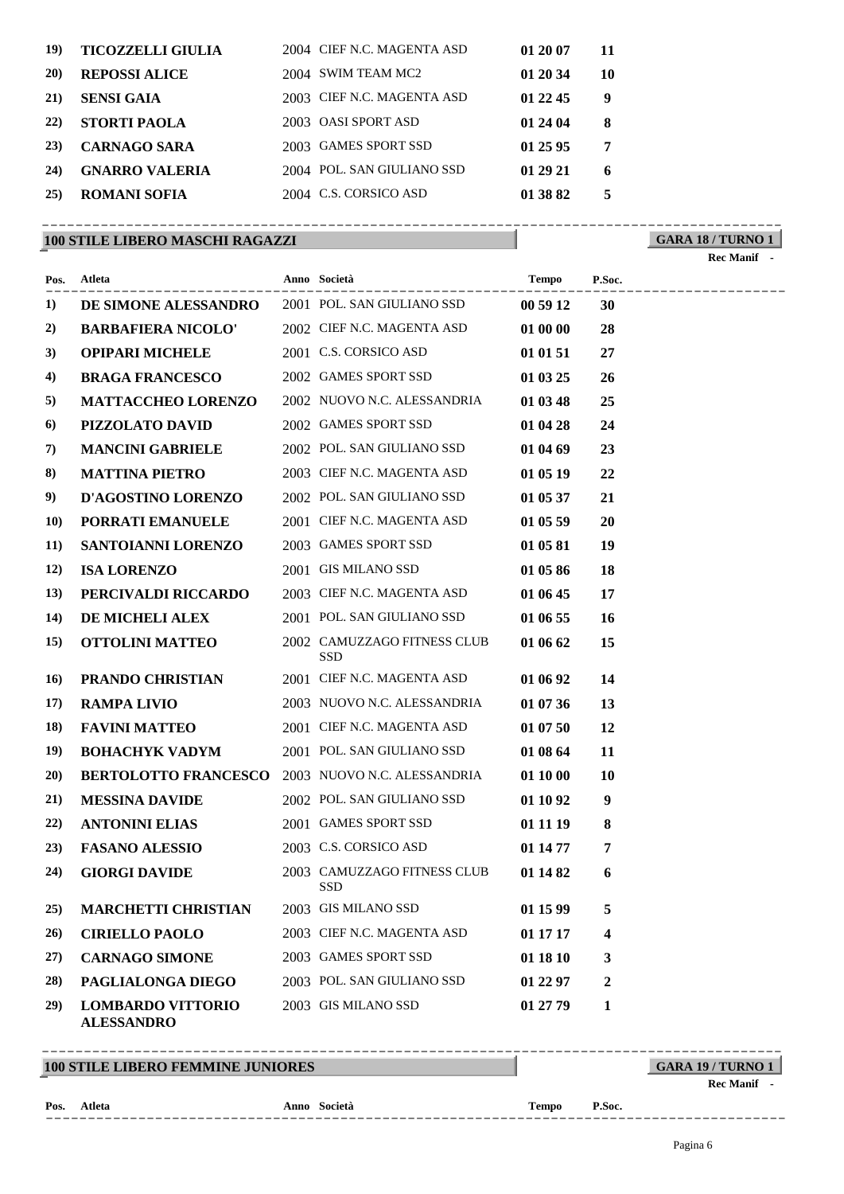| Pos. | Atleta | Anno | Società | Tempo | P.Soc. |
|---|---|---|---|---|---|
| 19) | **TICOZZELLI GIULIA** | 2004 | CIEF N.C. MAGENTA ASD | **01 20 07** | **11** |
| 20) | **REPOSSI ALICE** | 2004 | SWIM TEAM MC2 | **01 20 34** | **10** |
| 21) | **SENSI GAIA** | 2003 | CIEF N.C. MAGENTA ASD | **01 22 45** | **9** |
| 22) | **STORTI PAOLA** | 2003 | OASI SPORT ASD | **01 24 04** | **8** |
| 23) | **CARNAGO SARA** | 2003 | GAMES SPORT SSD | **01 25 95** | **7** |
| 24) | **GNARRO VALERIA** | 2004 | POL. SAN GIULIANO SSD | **01 29 21** | **6** |
| 25) | **ROMANI SOFIA** | 2004 | C.S. CORSICO ASD | **01 38 82** | **5** |

## 100 STILE LIBERO MASCHI RAGAZZI

**GARA 18 / TURNO 1**

**Rec Manif** -

| Pos. | Atleta | Anno | Società | Tempo | P.Soc. |
|---|---|---|---|---|---|
| 1) | **DE SIMONE ALESSANDRO** | 2001 | POL. SAN GIULIANO SSD | **00 59 12** | **30** |
| 2) | **BARBAFIERA NICOLO'** | 2002 | CIEF N.C. MAGENTA ASD | **01 00 00** | **28** |
| 3) | **OPIPARI MICHELE** | 2001 | C.S. CORSICO ASD | **01 01 51** | **27** |
| 4) | **BRAGA FRANCESCO** | 2002 | GAMES SPORT SSD | **01 03 25** | **26** |
| 5) | **MATTACCHEO LORENZO** | 2002 | NUOVO N.C. ALESSANDRIA | **01 03 48** | **25** |
| 6) | **PIZZOLATO DAVID** | 2002 | GAMES SPORT SSD | **01 04 28** | **24** |
| 7) | **MANCINI GABRIELE** | 2002 | POL. SAN GIULIANO SSD | **01 04 69** | **23** |
| 8) | **MATTINA PIETRO** | 2003 | CIEF N.C. MAGENTA ASD | **01 05 19** | **22** |
| 9) | **D'AGOSTINO LORENZO** | 2002 | POL. SAN GIULIANO SSD | **01 05 37** | **21** |
| 10) | **PORRATI EMANUELE** | 2001 | CIEF N.C. MAGENTA ASD | **01 05 59** | **20** |
| 11) | **SANTOIANNI LORENZO** | 2003 | GAMES SPORT SSD | **01 05 81** | **19** |
| 12) | **ISA LORENZO** | 2001 | GIS MILANO SSD | **01 05 86** | **18** |
| 13) | **PERCIVALDI RICCARDO** | 2003 | CIEF N.C. MAGENTA ASD | **01 06 45** | **17** |
| 14) | **DE MICHELI ALEX** | 2001 | POL. SAN GIULIANO SSD | **01 06 55** | **16** |
| 15) | **OTTOLINI MATTEO** | 2002 | CAMUZZAGO FITNESS CLUB SSD | **01 06 62** | **15** |
| 16) | **PRANDO CHRISTIAN** | 2001 | CIEF N.C. MAGENTA ASD | **01 06 92** | **14** |
| 17) | **RAMPA LIVIO** | 2003 | NUOVO N.C. ALESSANDRIA | **01 07 36** | **13** |
| 18) | **FAVINI MATTEO** | 2001 | CIEF N.C. MAGENTA ASD | **01 07 50** | **12** |
| 19) | **BOHACHYK VADYM** | 2001 | POL. SAN GIULIANO SSD | **01 08 64** | **11** |
| 20) | **BERTOLOTTO FRANCESCO** | 2003 | NUOVO N.C. ALESSANDRIA | **01 10 00** | **10** |
| 21) | **MESSINA DAVIDE** | 2002 | POL. SAN GIULIANO SSD | **01 10 92** | **9** |
| 22) | **ANTONINI ELIAS** | 2001 | GAMES SPORT SSD | **01 11 19** | **8** |
| 23) | **FASANO ALESSIO** | 2003 | C.S. CORSICO ASD | **01 14 77** | **7** |
| 24) | **GIORGI DAVIDE** | 2003 | CAMUZZAGO FITNESS CLUB SSD | **01 14 82** | **6** |
| 25) | **MARCHETTI CHRISTIAN** | 2003 | GIS MILANO SSD | **01 15 99** | **5** |
| 26) | **CIRIELLO PAOLO** | 2003 | CIEF N.C. MAGENTA ASD | **01 17 17** | **4** |
| 27) | **CARNAGO SIMONE** | 2003 | GAMES SPORT SSD | **01 18 10** | **3** |
| 28) | **PAGLIALONGA DIEGO** | 2003 | POL. SAN GIULIANO SSD | **01 22 97** | **2** |
| 29) | **LOMBARDO VITTORIO ALESSANDRO** | 2003 | GIS MILANO SSD | **01 27 79** | **1** |

## 100 STILE LIBERO FEMMINE JUNIORES

**GARA 19 / TURNO 1**

**Rec Manif** -

| Pos. | Atleta | Anno | Società | Tempo | P.Soc. |
|---|---|---|---|---|---|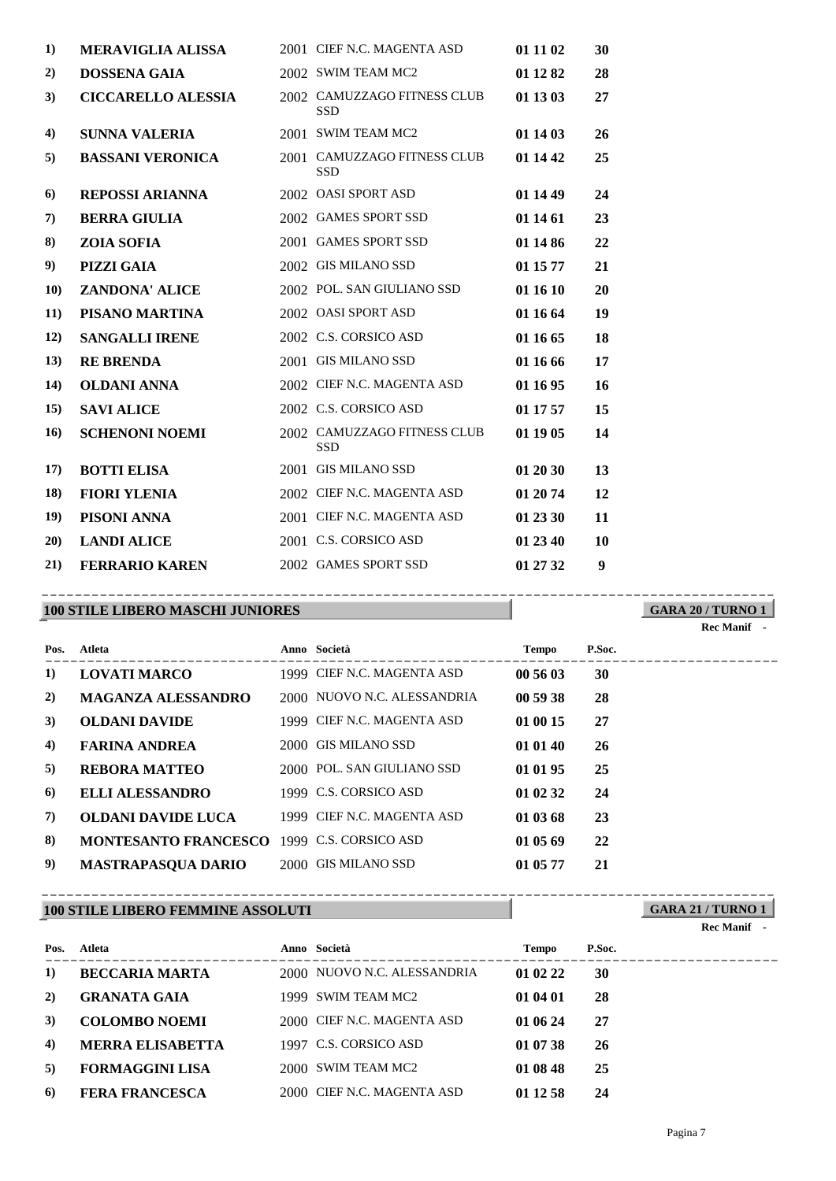| Pos. | Atleta | Anno | Società | Tempo | P.Soc. |
|---|---|---|---|---|---|
| 1) | **MERAVIGLIA ALISSA** | 2001 | CIEF N.C. MAGENTA ASD | **01 11 02** | **30** |
| 2) | **DOSSENA GAIA** | 2002 | SWIM TEAM MC2 | **01 12 82** | **28** |
| 3) | **CICCARELLO ALESSIA** | 2002 | CAMUZZAGO FITNESS CLUB SSD | **01 13 03** | **27** |
| 4) | **SUNNA VALERIA** | 2001 | SWIM TEAM MC2 | **01 14 03** | **26** |
| 5) | **BASSANI VERONICA** | 2001 | CAMUZZAGO FITNESS CLUB SSD | **01 14 42** | **25** |
| 6) | **REPOSSI ARIANNA** | 2002 | OASI SPORT ASD | **01 14 49** | **24** |
| 7) | **BERRA GIULIA** | 2002 | GAMES SPORT SSD | **01 14 61** | **23** |
| 8) | **ZOIA SOFIA** | 2001 | GAMES SPORT SSD | **01 14 86** | **22** |
| 9) | **PIZZI GAIA** | 2002 | GIS MILANO SSD | **01 15 77** | **21** |
| 10) | **ZANDONA' ALICE** | 2002 | POL. SAN GIULIANO SSD | **01 16 10** | **20** |
| 11) | **PISANO MARTINA** | 2002 | OASI SPORT ASD | **01 16 64** | **19** |
| 12) | **SANGALLI IRENE** | 2002 | C.S. CORSICO ASD | **01 16 65** | **18** |
| 13) | **RE BRENDA** | 2001 | GIS MILANO SSD | **01 16 66** | **17** |
| 14) | **OLDANI ANNA** | 2002 | CIEF N.C. MAGENTA ASD | **01 16 95** | **16** |
| 15) | **SAVI ALICE** | 2002 | C.S. CORSICO ASD | **01 17 57** | **15** |
| 16) | **SCHENONI NOEMI** | 2002 | CAMUZZAGO FITNESS CLUB SSD | **01 19 05** | **14** |
| 17) | **BOTTI ELISA** | 2001 | GIS MILANO SSD | **01 20 30** | **13** |
| 18) | **FIORI YLENIA** | 2002 | CIEF N.C. MAGENTA ASD | **01 20 74** | **12** |
| 19) | **PISONI ANNA** | 2001 | CIEF N.C. MAGENTA ASD | **01 23 30** | **11** |
| 20) | **LANDI ALICE** | 2001 | C.S. CORSICO ASD | **01 23 40** | **10** |
| 21) | **FERRARIO KAREN** | 2002 | GAMES SPORT SSD | **01 27 32** | **9** |

## 100 STILE LIBERO MASCHI JUNIORES

**GARA 20 / TURNO 1**

**Rec Manif** -

| Pos. | Atleta | Anno | Società | Tempo | P.Soc. |
|---|---|---|---|---|---|
| 1) | **LOVATI MARCO** | 1999 | CIEF N.C. MAGENTA ASD | **00 56 03** | **30** |
| 2) | **MAGANZA ALESSANDRO** | 2000 | NUOVO N.C. ALESSANDRIA | **00 59 38** | **28** |
| 3) | **OLDANI DAVIDE** | 1999 | CIEF N.C. MAGENTA ASD | **01 00 15** | **27** |
| 4) | **FARINA ANDREA** | 2000 | GIS MILANO SSD | **01 01 40** | **26** |
| 5) | **REBORA MATTEO** | 2000 | POL. SAN GIULIANO SSD | **01 01 95** | **25** |
| 6) | **ELLI ALESSANDRO** | 1999 | C.S. CORSICO ASD | **01 02 32** | **24** |
| 7) | **OLDANI DAVIDE LUCA** | 1999 | CIEF N.C. MAGENTA ASD | **01 03 68** | **23** |
| 8) | **MONTESANTO FRANCESCO** | 1999 | C.S. CORSICO ASD | **01 05 69** | **22** |
| 9) | **MASTRAPASQUA DARIO** | 2000 | GIS MILANO SSD | **01 05 77** | **21** |

## 100 STILE LIBERO FEMMINE ASSOLUTI

**GARA 21 / TURNO 1**

**Rec Manif** -

| Pos. | Atleta | Anno | Società | Tempo | P.Soc. |
|---|---|---|---|---|---|
| 1) | **BECCARIA MARTA** | 2000 | NUOVO N.C. ALESSANDRIA | **01 02 22** | **30** |
| 2) | **GRANATA GAIA** | 1999 | SWIM TEAM MC2 | **01 04 01** | **28** |
| 3) | **COLOMBO NOEMI** | 2000 | CIEF N.C. MAGENTA ASD | **01 06 24** | **27** |
| 4) | **MERRA ELISABETTA** | 1997 | C.S. CORSICO ASD | **01 07 38** | **26** |
| 5) | **FORMAGGINI LISA** | 2000 | SWIM TEAM MC2 | **01 08 48** | **25** |
| 6) | **FERA FRANCESCA** | 2000 | CIEF N.C. MAGENTA ASD | **01 12 58** | **24** |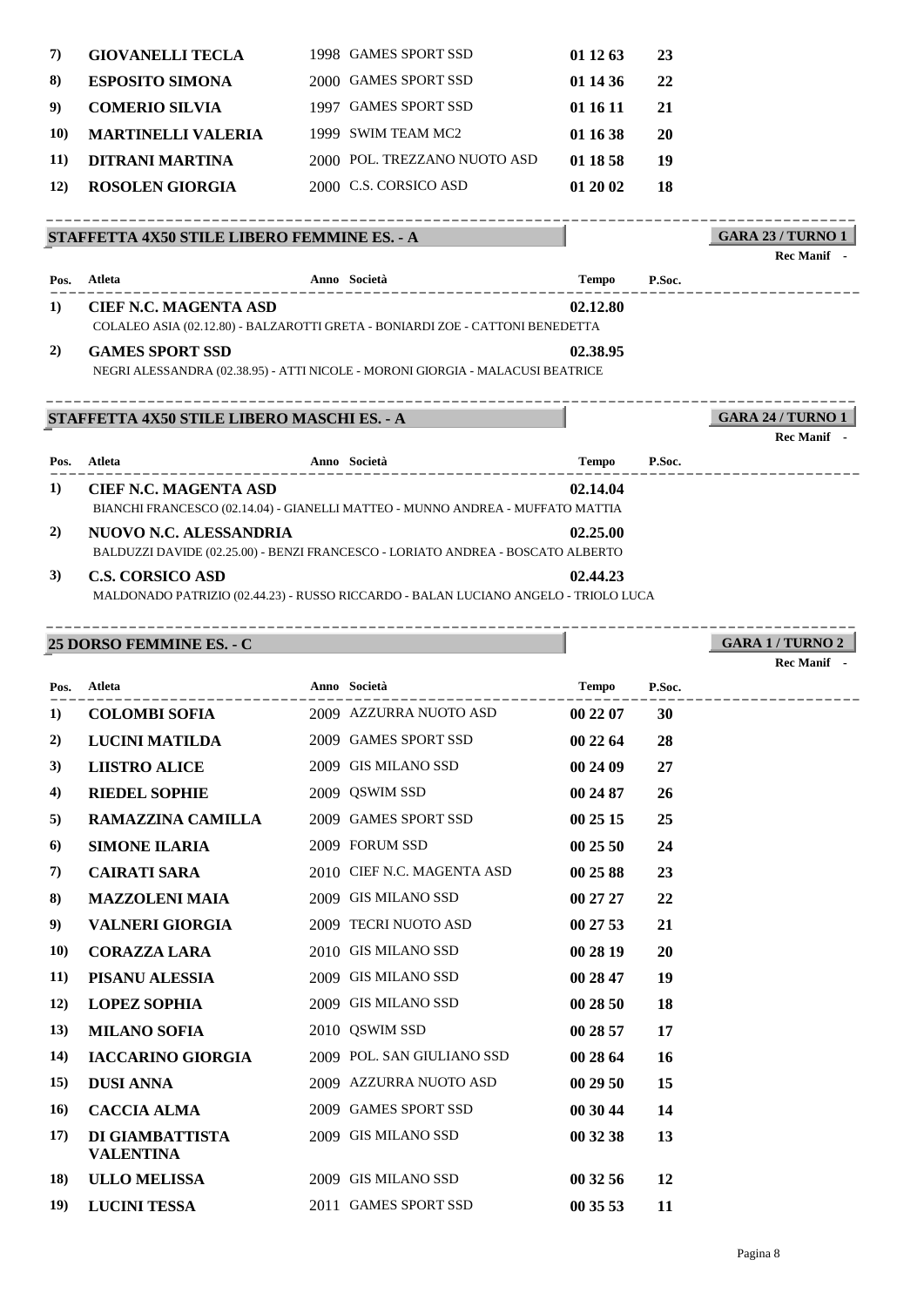| Pos. | Atleta | Anno | Società | Tempo | P.Soc. |
|---|---|---|---|---|---|
| 7) | **GIOVANELLI TECLA** | 1998 | GAMES SPORT SSD | **01 12 63** | **23** |
| 8) | **ESPOSITO SIMONA** | 2000 | GAMES SPORT SSD | **01 14 36** | **22** |
| 9) | **COMERIO SILVIA** | 1997 | GAMES SPORT SSD | **01 16 11** | **21** |
| 10) | **MARTINELLI VALERIA** | 1999 | SWIM TEAM MC2 | **01 16 38** | **20** |
| 11) | **DITRANI MARTINA** | 2000 | POL. TREZZANO NUOTO ASD | **01 18 58** | **19** |
| 12) | **ROSOLEN GIORGIA** | 2000 | C.S. CORSICO ASD | **01 20 02** | **18** |

## STAFFETTA 4X50 STILE LIBERO FEMMINE ES. - A

**GARA 23 / TURNO 1**

**Rec Manif** -

| Pos. | Atleta | Anno | Società | Tempo | P.Soc. |
|---|---|---|---|---|---|
| 1) | **CIEF N.C. MAGENTA ASD** | | | **02.12.80** | |
| | COLALEO ASIA (02.12.80) - BALZAROTTI GRETA - BONIARDI ZOE - CATTONI BENEDETTA | | | | |
| 2) | **GAMES SPORT SSD** | | | **02.38.95** | |
| | NEGRI ALESSANDRA (02.38.95) - ATTI NICOLE - MORONI GIORGIA - MALACUSI BEATRICE | | | | |

## STAFFETTA 4X50 STILE LIBERO MASCHI ES. - A

**GARA 24 / TURNO 1**

**Rec Manif** -

| Pos. | Atleta | Anno | Società | Tempo | P.Soc. |
|---|---|---|---|---|---|
| 1) | **CIEF N.C. MAGENTA ASD** | | | **02.14.04** | |
| | BIANCHI FRANCESCO (02.14.04) - GIANELLI MATTEO - MUNNO ANDREA - MUFFATO MATTIA | | | | |
| 2) | **NUOVO N.C. ALESSANDRIA** | | | **02.25.00** | |
| | BALDUZZI DAVIDE (02.25.00) - BENZI FRANCESCO - LORIATO ANDREA - BOSCATO ALBERTO | | | | |
| 3) | **C.S. CORSICO ASD** | | | **02.44.23** | |
| | MALDONADO PATRIZIO (02.44.23) - RUSSO RICCARDO - BALAN LUCIANO ANGELO - TRIOLO LUCA | | | | |

## 25 DORSO FEMMINE ES. - C

**GARA 1 / TURNO 2**

**Rec Manif** -

| Pos. | Atleta | Anno | Società | Tempo | P.Soc. |
|---|---|---|---|---|---|
| 1) | **COLOMBI SOFIA** | 2009 | AZZURRA NUOTO ASD | **00 22 07** | **30** |
| 2) | **LUCINI MATILDA** | 2009 | GAMES SPORT SSD | **00 22 64** | **28** |
| 3) | **LIISTRO ALICE** | 2009 | GIS MILANO SSD | **00 24 09** | **27** |
| 4) | **RIEDEL SOPHIE** | 2009 | QSWIM SSD | **00 24 87** | **26** |
| 5) | **RAMAZZINA CAMILLA** | 2009 | GAMES SPORT SSD | **00 25 15** | **25** |
| 6) | **SIMONE ILARIA** | 2009 | FORUM SSD | **00 25 50** | **24** |
| 7) | **CAIRATI SARA** | 2010 | CIEF N.C. MAGENTA ASD | **00 25 88** | **23** |
| 8) | **MAZZOLENI MAIA** | 2009 | GIS MILANO SSD | **00 27 27** | **22** |
| 9) | **VALNERI GIORGIA** | 2009 | TECRI NUOTO ASD | **00 27 53** | **21** |
| 10) | **CORAZZA LARA** | 2010 | GIS MILANO SSD | **00 28 19** | **20** |
| 11) | **PISANU ALESSIA** | 2009 | GIS MILANO SSD | **00 28 47** | **19** |
| 12) | **LOPEZ SOPHIA** | 2009 | GIS MILANO SSD | **00 28 50** | **18** |
| 13) | **MILANO SOFIA** | 2010 | QSWIM SSD | **00 28 57** | **17** |
| 14) | **IACCARINO GIORGIA** | 2009 | POL. SAN GIULIANO SSD | **00 28 64** | **16** |
| 15) | **DUSI ANNA** | 2009 | AZZURRA NUOTO ASD | **00 29 50** | **15** |
| 16) | **CACCIA ALMA** | 2009 | GAMES SPORT SSD | **00 30 44** | **14** |
| 17) | **DI GIAMBATTISTA VALENTINA** | 2009 | GIS MILANO SSD | **00 32 38** | **13** |
| 18) | **ULLO MELISSA** | 2009 | GIS MILANO SSD | **00 32 56** | **12** |
| 19) | **LUCINI TESSA** | 2011 | GAMES SPORT SSD | **00 35 53** | **11** |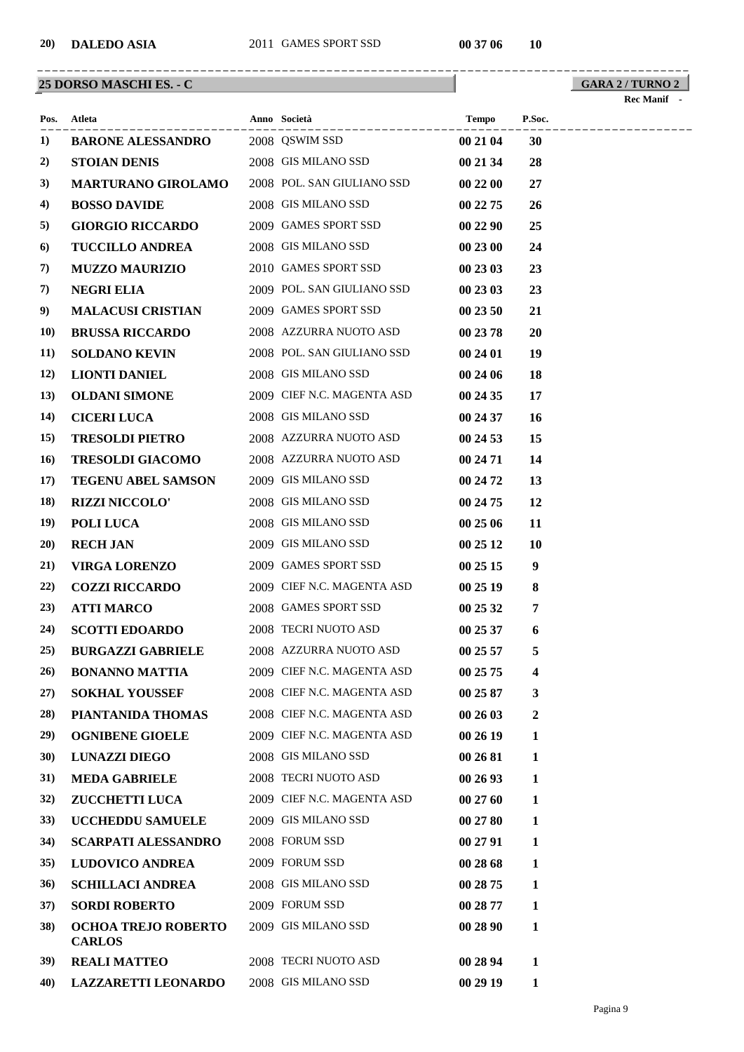| 20) | DALEDO ASIA | 2011 | GAMES SPORT SSD | 00 37 06 | 10 |
|---|---|---|---|---|---|

## 25 DORSO MASCHI ES. - C

**GARA 2 / TURNO 2**

Rec Manif -

| Pos. | Atleta | Anno | Società | Tempo | P.Soc. |
|---|---|---|---|---|---|
| 1) | **BARONE ALESSANDRO** | 2008 | QSWIM SSD | **00 21 04** | **30** |
| 2) | **STOIAN DENIS** | 2008 | GIS MILANO SSD | **00 21 34** | **28** |
| 3) | **MARTURANO GIROLAMO** | 2008 | POL. SAN GIULIANO SSD | **00 22 00** | **27** |
| 4) | **BOSSO DAVIDE** | 2008 | GIS MILANO SSD | **00 22 75** | **26** |
| 5) | **GIORGIO RICCARDO** | 2009 | GAMES SPORT SSD | **00 22 90** | **25** |
| 6) | **TUCCILLO ANDREA** | 2008 | GIS MILANO SSD | **00 23 00** | **24** |
| 7) | **MUZZO MAURIZIO** | 2010 | GAMES SPORT SSD | **00 23 03** | **23** |
| 7) | **NEGRI ELIA** | 2009 | POL. SAN GIULIANO SSD | **00 23 03** | **23** |
| 9) | **MALACUSI CRISTIAN** | 2009 | GAMES SPORT SSD | **00 23 50** | **21** |
| 10) | **BRUSSA RICCARDO** | 2008 | AZZURRA NUOTO ASD | **00 23 78** | **20** |
| 11) | **SOLDANO KEVIN** | 2008 | POL. SAN GIULIANO SSD | **00 24 01** | **19** |
| 12) | **LIONTI DANIEL** | 2008 | GIS MILANO SSD | **00 24 06** | **18** |
| 13) | **OLDANI SIMONE** | 2009 | CIEF N.C. MAGENTA ASD | **00 24 35** | **17** |
| 14) | **CICERI LUCA** | 2008 | GIS MILANO SSD | **00 24 37** | **16** |
| 15) | **TRESOLDI PIETRO** | 2008 | AZZURRA NUOTO ASD | **00 24 53** | **15** |
| 16) | **TRESOLDI GIACOMO** | 2008 | AZZURRA NUOTO ASD | **00 24 71** | **14** |
| 17) | **TEGENU ABEL SAMSON** | 2009 | GIS MILANO SSD | **00 24 72** | **13** |
| 18) | **RIZZI NICCOLO'** | 2008 | GIS MILANO SSD | **00 24 75** | **12** |
| 19) | **POLI LUCA** | 2008 | GIS MILANO SSD | **00 25 06** | **11** |
| 20) | **RECH JAN** | 2009 | GIS MILANO SSD | **00 25 12** | **10** |
| 21) | **VIRGA LORENZO** | 2009 | GAMES SPORT SSD | **00 25 15** | **9** |
| 22) | **COZZI RICCARDO** | 2009 | CIEF N.C. MAGENTA ASD | **00 25 19** | **8** |
| 23) | **ATTI MARCO** | 2008 | GAMES SPORT SSD | **00 25 32** | **7** |
| 24) | **SCOTTI EDOARDO** | 2008 | TECRI NUOTO ASD | **00 25 37** | **6** |
| 25) | **BURGAZZI GABRIELE** | 2008 | AZZURRA NUOTO ASD | **00 25 57** | **5** |
| 26) | **BONANNO MATTIA** | 2009 | CIEF N.C. MAGENTA ASD | **00 25 75** | **4** |
| 27) | **SOKHAL YOUSSEF** | 2008 | CIEF N.C. MAGENTA ASD | **00 25 87** | **3** |
| 28) | **PIANTANIDA THOMAS** | 2008 | CIEF N.C. MAGENTA ASD | **00 26 03** | **2** |
| 29) | **OGNIBENE GIOELE** | 2009 | CIEF N.C. MAGENTA ASD | **00 26 19** | **1** |
| 30) | **LUNAZZI DIEGO** | 2008 | GIS MILANO SSD | **00 26 81** | **1** |
| 31) | **MEDA GABRIELE** | 2008 | TECRI NUOTO ASD | **00 26 93** | **1** |
| 32) | **ZUCCHETTI LUCA** | 2009 | CIEF N.C. MAGENTA ASD | **00 27 60** | **1** |
| 33) | **UCCHEDDU SAMUELE** | 2009 | GIS MILANO SSD | **00 27 80** | **1** |
| 34) | **SCARPATI ALESSANDRO** | 2008 | FORUM SSD | **00 27 91** | **1** |
| 35) | **LUDOVICO ANDREA** | 2009 | FORUM SSD | **00 28 68** | **1** |
| 36) | **SCHILLACI ANDREA** | 2008 | GIS MILANO SSD | **00 28 75** | **1** |
| 37) | **SORDI ROBERTO** | 2009 | FORUM SSD | **00 28 77** | **1** |
| 38) | **OCHOA TREJO ROBERTO CARLOS** | 2009 | GIS MILANO SSD | **00 28 90** | **1** |
| 39) | **REALI MATTEO** | 2008 | TECRI NUOTO ASD | **00 28 94** | **1** |
| 40) | **LAZZARETTI LEONARDO** | 2008 | GIS MILANO SSD | **00 29 19** | **1** |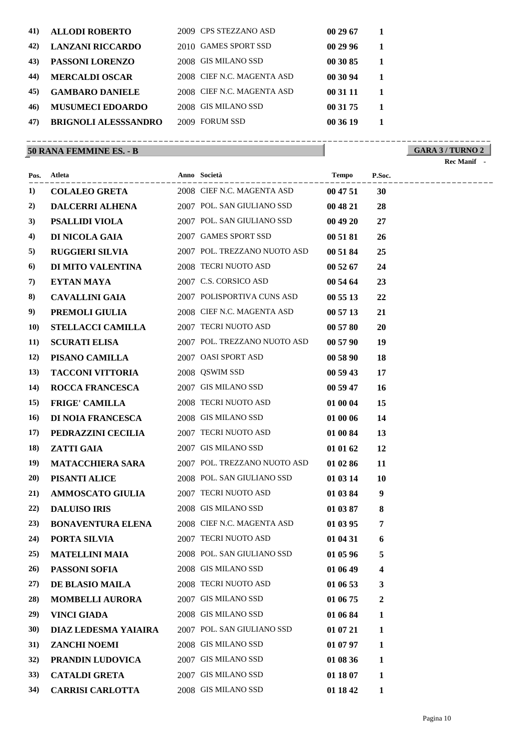| Pos. | Atleta | Anno | Società | Tempo | P.Soc. |
|---|---|---|---|---|---|
| 41) | **ALLODI ROBERTO** | 2009 | CPS STEZZANO ASD | **00 29 67** | **1** |
| 42) | **LANZANI RICCARDO** | 2010 | GAMES SPORT SSD | **00 29 96** | **1** |
| 43) | **PASSONI LORENZO** | 2008 | GIS MILANO SSD | **00 30 85** | **1** |
| 44) | **MERCALDI OSCAR** | 2008 | CIEF N.C. MAGENTA ASD | **00 30 94** | **1** |
| 45) | **GAMBARO DANIELE** | 2008 | CIEF N.C. MAGENTA ASD | **00 31 11** | **1** |
| 46) | **MUSUMECI EDOARDO** | 2008 | GIS MILANO SSD | **00 31 75** | **1** |
| 47) | **BRIGNOLI ALESSSANDRO** | 2009 | FORUM SSD | **00 36 19** | **1** |

## 50 RANA FEMMINE ES. - B

**GARA 3 / TURNO 2**

**Rec Manif** -

| Pos. | Atleta | Anno | Società | Tempo | P.Soc. |
|---|---|---|---|---|---|
| 1) | **COLALEO GRETA** | 2008 | CIEF N.C. MAGENTA ASD | **00 47 51** | **30** |
| 2) | **DALCERRI ALHENA** | 2007 | POL. SAN GIULIANO SSD | **00 48 21** | **28** |
| 3) | **PSALLIDI VIOLA** | 2007 | POL. SAN GIULIANO SSD | **00 49 20** | **27** |
| 4) | **DI NICOLA GAIA** | 2007 | GAMES SPORT SSD | **00 51 81** | **26** |
| 5) | **RUGGIERI SILVIA** | 2007 | POL. TREZZANO NUOTO ASD | **00 51 84** | **25** |
| 6) | **DI MITO VALENTINA** | 2008 | TECRI NUOTO ASD | **00 52 67** | **24** |
| 7) | **EYTAN MAYA** | 2007 | C.S. CORSICO ASD | **00 54 64** | **23** |
| 8) | **CAVALLINI GAIA** | 2007 | POLISPORTIVA CUNS ASD | **00 55 13** | **22** |
| 9) | **PREMOLI GIULIA** | 2008 | CIEF N.C. MAGENTA ASD | **00 57 13** | **21** |
| 10) | **STELLACCI CAMILLA** | 2007 | TECRI NUOTO ASD | **00 57 80** | **20** |
| 11) | **SCURATI ELISA** | 2007 | POL. TREZZANO NUOTO ASD | **00 57 90** | **19** |
| 12) | **PISANO CAMILLA** | 2007 | OASI SPORT ASD | **00 58 90** | **18** |
| 13) | **TACCONI VITTORIA** | 2008 | QSWIM SSD | **00 59 43** | **17** |
| 14) | **ROCCA FRANCESCA** | 2007 | GIS MILANO SSD | **00 59 47** | **16** |
| 15) | **FRIGE' CAMILLA** | 2008 | TECRI NUOTO ASD | **01 00 04** | **15** |
| 16) | **DI NOIA FRANCESCA** | 2008 | GIS MILANO SSD | **01 00 06** | **14** |
| 17) | **PEDRAZZINI CECILIA** | 2007 | TECRI NUOTO ASD | **01 00 84** | **13** |
| 18) | **ZATTI GAIA** | 2007 | GIS MILANO SSD | **01 01 62** | **12** |
| 19) | **MATACCHIERA SARA** | 2007 | POL. TREZZANO NUOTO ASD | **01 02 86** | **11** |
| 20) | **PISANTI ALICE** | 2008 | POL. SAN GIULIANO SSD | **01 03 14** | **10** |
| 21) | **AMMOSCATO GIULIA** | 2007 | TECRI NUOTO ASD | **01 03 84** | **9** |
| 22) | **DALUISO IRIS** | 2008 | GIS MILANO SSD | **01 03 87** | **8** |
| 23) | **BONAVENTURA ELENA** | 2008 | CIEF N.C. MAGENTA ASD | **01 03 95** | **7** |
| 24) | **PORTA SILVIA** | 2007 | TECRI NUOTO ASD | **01 04 31** | **6** |
| 25) | **MATELLINI MAIA** | 2008 | POL. SAN GIULIANO SSD | **01 05 96** | **5** |
| 26) | **PASSONI SOFIA** | 2008 | GIS MILANO SSD | **01 06 49** | **4** |
| 27) | **DE BLASIO MAILA** | 2008 | TECRI NUOTO ASD | **01 06 53** | **3** |
| 28) | **MOMBELLI AURORA** | 2007 | GIS MILANO SSD | **01 06 75** | **2** |
| 29) | **VINCI GIADA** | 2008 | GIS MILANO SSD | **01 06 84** | **1** |
| 30) | **DIAZ LEDESMA YAIAIRA** | 2007 | POL. SAN GIULIANO SSD | **01 07 21** | **1** |
| 31) | **ZANCHI NOEMI** | 2008 | GIS MILANO SSD | **01 07 97** | **1** |
| 32) | **PRANDIN LUDOVICA** | 2007 | GIS MILANO SSD | **01 08 36** | **1** |
| 33) | **CATALDI GRETA** | 2007 | GIS MILANO SSD | **01 18 07** | **1** |
| 34) | **CARRISI CARLOTTA** | 2008 | GIS MILANO SSD | **01 18 42** | **1** |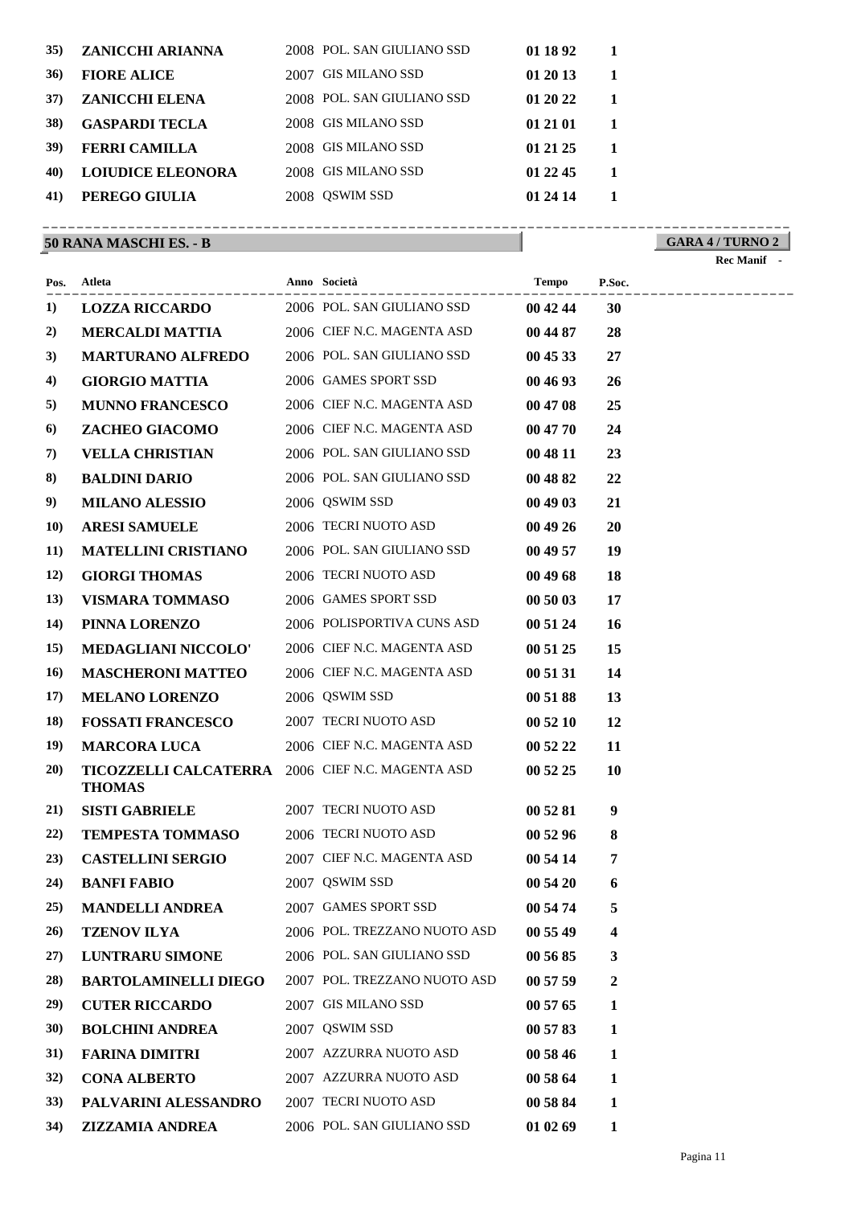| Pos. | Atleta | Anno | Società | Tempo | P.Soc. |
|---|---|---|---|---|---|
| 35) | ZANICCHI ARIANNA | 2008 | POL. SAN GIULIANO SSD | 01 18 92 | 1 |
| 36) | FIORE ALICE | 2007 | GIS MILANO SSD | 01 20 13 | 1 |
| 37) | ZANICCHI ELENA | 2008 | POL. SAN GIULIANO SSD | 01 20 22 | 1 |
| 38) | GASPARDI TECLA | 2008 | GIS MILANO SSD | 01 21 01 | 1 |
| 39) | FERRI CAMILLA | 2008 | GIS MILANO SSD | 01 21 25 | 1 |
| 40) | LOIUDICE ELEONORA | 2008 | GIS MILANO SSD | 01 22 45 | 1 |
| 41) | PEREGO GIULIA | 2008 | QSWIM SSD | 01 24 14 | 1 |

## 50 RANA MASCHI ES. - B

**GARA 4 / TURNO 2**

Rec Manif -

| Pos. | Atleta | Anno | Società | Tempo | P.Soc. |
|---|---|---|---|---|---|
| 1) | LOZZA RICCARDO | 2006 | POL. SAN GIULIANO SSD | 00 42 44 | 30 |
| 2) | MERCALDI MATTIA | 2006 | CIEF N.C. MAGENTA ASD | 00 44 87 | 28 |
| 3) | MARTURANO ALFREDO | 2006 | POL. SAN GIULIANO SSD | 00 45 33 | 27 |
| 4) | GIORGIO MATTIA | 2006 | GAMES SPORT SSD | 00 46 93 | 26 |
| 5) | MUNNO FRANCESCO | 2006 | CIEF N.C. MAGENTA ASD | 00 47 08 | 25 |
| 6) | ZACHEO GIACOMO | 2006 | CIEF N.C. MAGENTA ASD | 00 47 70 | 24 |
| 7) | VELLA CHRISTIAN | 2006 | POL. SAN GIULIANO SSD | 00 48 11 | 23 |
| 8) | BALDINI DARIO | 2006 | POL. SAN GIULIANO SSD | 00 48 82 | 22 |
| 9) | MILANO ALESSIO | 2006 | QSWIM SSD | 00 49 03 | 21 |
| 10) | ARESI SAMUELE | 2006 | TECRI NUOTO ASD | 00 49 26 | 20 |
| 11) | MATELLINI CRISTIANO | 2006 | POL. SAN GIULIANO SSD | 00 49 57 | 19 |
| 12) | GIORGI THOMAS | 2006 | TECRI NUOTO ASD | 00 49 68 | 18 |
| 13) | VISMARA TOMMASO | 2006 | GAMES SPORT SSD | 00 50 03 | 17 |
| 14) | PINNA LORENZO | 2006 | POLISPORTIVA CUNS ASD | 00 51 24 | 16 |
| 15) | MEDAGLIANI NICCOLO' | 2006 | CIEF N.C. MAGENTA ASD | 00 51 25 | 15 |
| 16) | MASCHERONI MATTEO | 2006 | CIEF N.C. MAGENTA ASD | 00 51 31 | 14 |
| 17) | MELANO LORENZO | 2006 | QSWIM SSD | 00 51 88 | 13 |
| 18) | FOSSATI FRANCESCO | 2007 | TECRI NUOTO ASD | 00 52 10 | 12 |
| 19) | MARCORA LUCA | 2006 | CIEF N.C. MAGENTA ASD | 00 52 22 | 11 |
| 20) | TICOZZELLI CALCATERRA THOMAS | 2006 | CIEF N.C. MAGENTA ASD | 00 52 25 | 10 |
| 21) | SISTI GABRIELE | 2007 | TECRI NUOTO ASD | 00 52 81 | 9 |
| 22) | TEMPESTA TOMMASO | 2006 | TECRI NUOTO ASD | 00 52 96 | 8 |
| 23) | CASTELLINI SERGIO | 2007 | CIEF N.C. MAGENTA ASD | 00 54 14 | 7 |
| 24) | BANFI FABIO | 2007 | QSWIM SSD | 00 54 20 | 6 |
| 25) | MANDELLI ANDREA | 2007 | GAMES SPORT SSD | 00 54 74 | 5 |
| 26) | TZENOV ILYA | 2006 | POL. TREZZANO NUOTO ASD | 00 55 49 | 4 |
| 27) | LUNTRARU SIMONE | 2006 | POL. SAN GIULIANO SSD | 00 56 85 | 3 |
| 28) | BARTOLAMINELLI DIEGO | 2007 | POL. TREZZANO NUOTO ASD | 00 57 59 | 2 |
| 29) | CUTER RICCARDO | 2007 | GIS MILANO SSD | 00 57 65 | 1 |
| 30) | BOLCHINI ANDREA | 2007 | QSWIM SSD | 00 57 83 | 1 |
| 31) | FARINA DIMITRI | 2007 | AZZURRA NUOTO ASD | 00 58 46 | 1 |
| 32) | CONA ALBERTO | 2007 | AZZURRA NUOTO ASD | 00 58 64 | 1 |
| 33) | PALVARINI ALESSANDRO | 2007 | TECRI NUOTO ASD | 00 58 84 | 1 |
| 34) | ZIZZAMIA ANDREA | 2006 | POL. SAN GIULIANO SSD | 01 02 69 | 1 |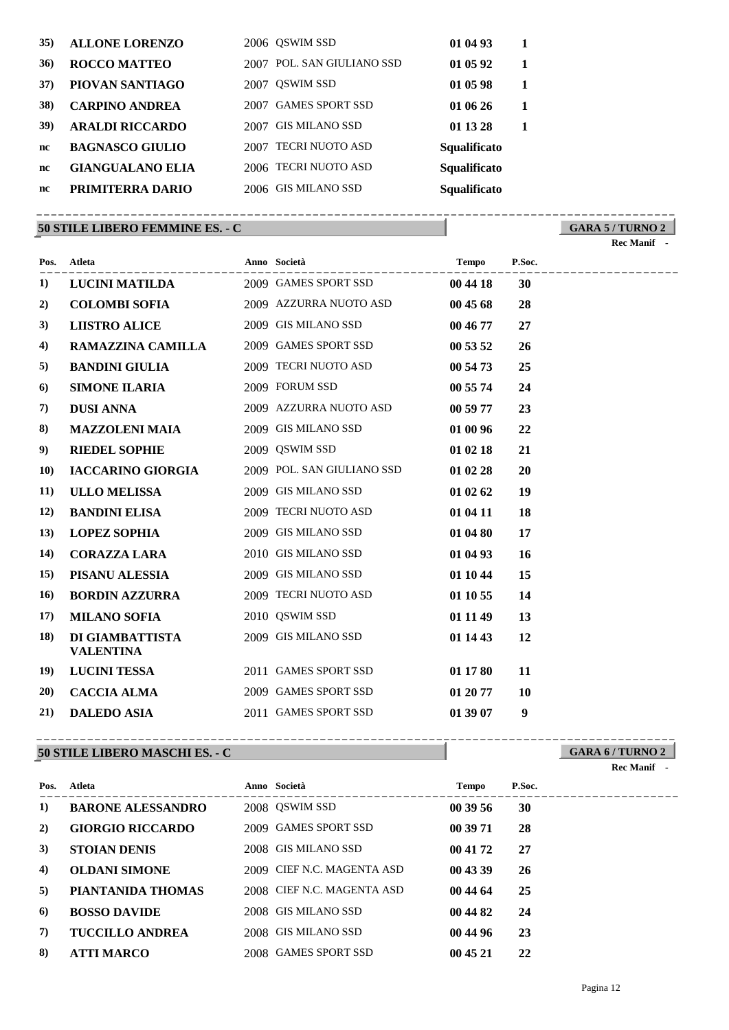| Pos. | Atleta | Anno | Società | Tempo | P.Soc. |
|---|---|---|---|---|---|
| 35) | **ALLONE LORENZO** | 2006 | QSWIM SSD | **01 04 93** | **1** |
| 36) | **ROCCO MATTEO** | 2007 | POL. SAN GIULIANO SSD | **01 05 92** | **1** |
| 37) | **PIOVAN SANTIAGO** | 2007 | QSWIM SSD | **01 05 98** | **1** |
| 38) | **CARPINO ANDREA** | 2007 | GAMES SPORT SSD | **01 06 26** | **1** |
| 39) | **ARALDI RICCARDO** | 2007 | GIS MILANO SSD | **01 13 28** | **1** |
| nc | **BAGNASCO GIULIO** | 2007 | TECRI NUOTO ASD | **Squalificato** | |
| nc | **GIANGUALANO ELIA** | 2006 | TECRI NUOTO ASD | **Squalificato** | |
| nc | **PRIMITERRA DARIO** | 2006 | GIS MILANO SSD | **Squalificato** | |

## 50 STILE LIBERO FEMMINE ES. - C

**GARA 5 / TURNO 2**

**Rec Manif** -

| Pos. | Atleta | Anno | Società | Tempo | P.Soc. |
|---|---|---|---|---|---|
| 1) | **LUCINI MATILDA** | 2009 | GAMES SPORT SSD | **00 44 18** | **30** |
| 2) | **COLOMBI SOFIA** | 2009 | AZZURRA NUOTO ASD | **00 45 68** | **28** |
| 3) | **LIISTRO ALICE** | 2009 | GIS MILANO SSD | **00 46 77** | **27** |
| 4) | **RAMAZZINA CAMILLA** | 2009 | GAMES SPORT SSD | **00 53 52** | **26** |
| 5) | **BANDINI GIULIA** | 2009 | TECRI NUOTO ASD | **00 54 73** | **25** |
| 6) | **SIMONE ILARIA** | 2009 | FORUM SSD | **00 55 74** | **24** |
| 7) | **DUSI ANNA** | 2009 | AZZURRA NUOTO ASD | **00 59 77** | **23** |
| 8) | **MAZZOLENI MAIA** | 2009 | GIS MILANO SSD | **01 00 96** | **22** |
| 9) | **RIEDEL SOPHIE** | 2009 | QSWIM SSD | **01 02 18** | **21** |
| 10) | **IACCARINO GIORGIA** | 2009 | POL. SAN GIULIANO SSD | **01 02 28** | **20** |
| 11) | **ULLO MELISSA** | 2009 | GIS MILANO SSD | **01 02 62** | **19** |
| 12) | **BANDINI ELISA** | 2009 | TECRI NUOTO ASD | **01 04 11** | **18** |
| 13) | **LOPEZ SOPHIA** | 2009 | GIS MILANO SSD | **01 04 80** | **17** |
| 14) | **CORAZZA LARA** | 2010 | GIS MILANO SSD | **01 04 93** | **16** |
| 15) | **PISANU ALESSIA** | 2009 | GIS MILANO SSD | **01 10 44** | **15** |
| 16) | **BORDIN AZZURRA** | 2009 | TECRI NUOTO ASD | **01 10 55** | **14** |
| 17) | **MILANO SOFIA** | 2010 | QSWIM SSD | **01 11 49** | **13** |
| 18) | **DI GIAMBATTISTA VALENTINA** | 2009 | GIS MILANO SSD | **01 14 43** | **12** |
| 19) | **LUCINI TESSA** | 2011 | GAMES SPORT SSD | **01 17 80** | **11** |
| 20) | **CACCIA ALMA** | 2009 | GAMES SPORT SSD | **01 20 77** | **10** |
| 21) | **DALEDO ASIA** | 2011 | GAMES SPORT SSD | **01 39 07** | **9** |

## 50 STILE LIBERO MASCHI ES. - C

**GARA 6 / TURNO 2**

**Rec Manif** -

| Pos. | Atleta | Anno | Società | Tempo | P.Soc. |
|---|---|---|---|---|---|
| 1) | **BARONE ALESSANDRO** | 2008 | QSWIM SSD | **00 39 56** | **30** |
| 2) | **GIORGIO RICCARDO** | 2009 | GAMES SPORT SSD | **00 39 71** | **28** |
| 3) | **STOIAN DENIS** | 2008 | GIS MILANO SSD | **00 41 72** | **27** |
| 4) | **OLDANI SIMONE** | 2009 | CIEF N.C. MAGENTA ASD | **00 43 39** | **26** |
| 5) | **PIANTANIDA THOMAS** | 2008 | CIEF N.C. MAGENTA ASD | **00 44 64** | **25** |
| 6) | **BOSSO DAVIDE** | 2008 | GIS MILANO SSD | **00 44 82** | **24** |
| 7) | **TUCCILLO ANDREA** | 2008 | GIS MILANO SSD | **00 44 96** | **23** |
| 8) | **ATTI MARCO** | 2008 | GAMES SPORT SSD | **00 45 21** | **22** |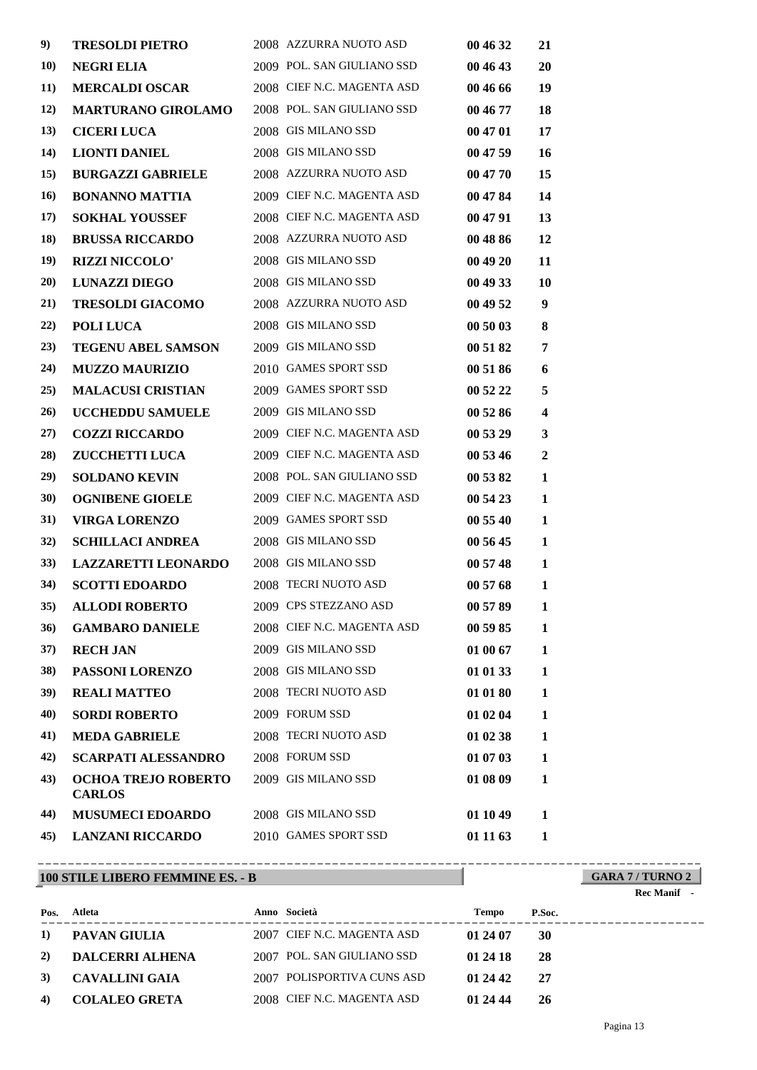| Pos. | Atleta | Anno | Società | Tempo | P.Soc. |
|---|---|---|---|---|---|
| 9) | **TRESOLDI PIETRO** | 2008 | AZZURRA NUOTO ASD | **00 46 32** | **21** |
| 10) | **NEGRI ELIA** | 2009 | POL. SAN GIULIANO SSD | **00 46 43** | **20** |
| 11) | **MERCALDI OSCAR** | 2008 | CIEF N.C. MAGENTA ASD | **00 46 66** | **19** |
| 12) | **MARTURANO GIROLAMO** | 2008 | POL. SAN GIULIANO SSD | **00 46 77** | **18** |
| 13) | **CICERI LUCA** | 2008 | GIS MILANO SSD | **00 47 01** | **17** |
| 14) | **LIONTI DANIEL** | 2008 | GIS MILANO SSD | **00 47 59** | **16** |
| 15) | **BURGAZZI GABRIELE** | 2008 | AZZURRA NUOTO ASD | **00 47 70** | **15** |
| 16) | **BONANNO MATTIA** | 2009 | CIEF N.C. MAGENTA ASD | **00 47 84** | **14** |
| 17) | **SOKHAL YOUSSEF** | 2008 | CIEF N.C. MAGENTA ASD | **00 47 91** | **13** |
| 18) | **BRUSSA RICCARDO** | 2008 | AZZURRA NUOTO ASD | **00 48 86** | **12** |
| 19) | **RIZZI NICCOLO'** | 2008 | GIS MILANO SSD | **00 49 20** | **11** |
| 20) | **LUNAZZI DIEGO** | 2008 | GIS MILANO SSD | **00 49 33** | **10** |
| 21) | **TRESOLDI GIACOMO** | 2008 | AZZURRA NUOTO ASD | **00 49 52** | **9** |
| 22) | **POLI LUCA** | 2008 | GIS MILANO SSD | **00 50 03** | **8** |
| 23) | **TEGENU ABEL SAMSON** | 2009 | GIS MILANO SSD | **00 51 82** | **7** |
| 24) | **MUZZO MAURIZIO** | 2010 | GAMES SPORT SSD | **00 51 86** | **6** |
| 25) | **MALACUSI CRISTIAN** | 2009 | GAMES SPORT SSD | **00 52 22** | **5** |
| 26) | **UCCHEDDU SAMUELE** | 2009 | GIS MILANO SSD | **00 52 86** | **4** |
| 27) | **COZZI RICCARDO** | 2009 | CIEF N.C. MAGENTA ASD | **00 53 29** | **3** |
| 28) | **ZUCCHETTI LUCA** | 2009 | CIEF N.C. MAGENTA ASD | **00 53 46** | **2** |
| 29) | **SOLDANO KEVIN** | 2008 | POL. SAN GIULIANO SSD | **00 53 82** | **1** |
| 30) | **OGNIBENE GIOELE** | 2009 | CIEF N.C. MAGENTA ASD | **00 54 23** | **1** |
| 31) | **VIRGA LORENZO** | 2009 | GAMES SPORT SSD | **00 55 40** | **1** |
| 32) | **SCHILLACI ANDREA** | 2008 | GIS MILANO SSD | **00 56 45** | **1** |
| 33) | **LAZZARETTI LEONARDO** | 2008 | GIS MILANO SSD | **00 57 48** | **1** |
| 34) | **SCOTTI EDOARDO** | 2008 | TECRI NUOTO ASD | **00 57 68** | **1** |
| 35) | **ALLODI ROBERTO** | 2009 | CPS STEZZANO ASD | **00 57 89** | **1** |
| 36) | **GAMBARO DANIELE** | 2008 | CIEF N.C. MAGENTA ASD | **00 59 85** | **1** |
| 37) | **RECH JAN** | 2009 | GIS MILANO SSD | **01 00 67** | **1** |
| 38) | **PASSONI LORENZO** | 2008 | GIS MILANO SSD | **01 01 33** | **1** |
| 39) | **REALI MATTEO** | 2008 | TECRI NUOTO ASD | **01 01 80** | **1** |
| 40) | **SORDI ROBERTO** | 2009 | FORUM SSD | **01 02 04** | **1** |
| 41) | **MEDA GABRIELE** | 2008 | TECRI NUOTO ASD | **01 02 38** | **1** |
| 42) | **SCARPATI ALESSANDRO** | 2008 | FORUM SSD | **01 07 03** | **1** |
| 43) | **OCHOA TREJO ROBERTO CARLOS** | 2009 | GIS MILANO SSD | **01 08 09** | **1** |
| 44) | **MUSUMECI EDOARDO** | 2008 | GIS MILANO SSD | **01 10 49** | **1** |
| 45) | **LANZANI RICCARDO** | 2010 | GAMES SPORT SSD | **01 11 63** | **1** |

## 100 STILE LIBERO FEMMINE ES. - B

**GARA 7 / TURNO 2**

**Rec Manif** -

| Pos. | Atleta | Anno | Società | Tempo | P.Soc. |
|---|---|---|---|---|---|
| 1) | **PAVAN GIULIA** | 2007 | CIEF N.C. MAGENTA ASD | **01 24 07** | **30** |
| 2) | **DALCERRI ALHENA** | 2007 | POL. SAN GIULIANO SSD | **01 24 18** | **28** |
| 3) | **CAVALLINI GAIA** | 2007 | POLISPORTIVA CUNS ASD | **01 24 42** | **27** |
| 4) | **COLALEO GRETA** | 2008 | CIEF N.C. MAGENTA ASD | **01 24 44** | **26** |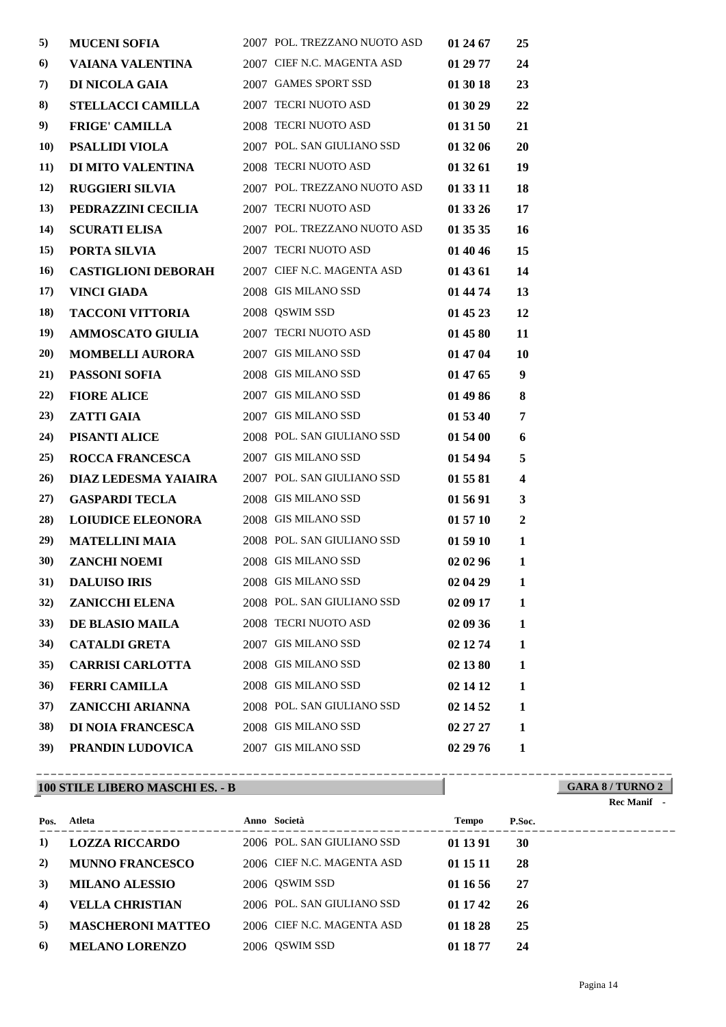| Pos. | Atleta | Anno | Società | Tempo | P.Soc. |
|---|---|---|---|---|---|
| 5) | **MUCENI SOFIA** | 2007 | POL. TREZZANO NUOTO ASD | **01 24 67** | **25** |
| 6) | **VAIANA VALENTINA** | 2007 | CIEF N.C. MAGENTA ASD | **01 29 77** | **24** |
| 7) | **DI NICOLA GAIA** | 2007 | GAMES SPORT SSD | **01 30 18** | **23** |
| 8) | **STELLACCI CAMILLA** | 2007 | TECRI NUOTO ASD | **01 30 29** | **22** |
| 9) | **FRIGE' CAMILLA** | 2008 | TECRI NUOTO ASD | **01 31 50** | **21** |
| 10) | **PSALLIDI VIOLA** | 2007 | POL. SAN GIULIANO SSD | **01 32 06** | **20** |
| 11) | **DI MITO VALENTINA** | 2008 | TECRI NUOTO ASD | **01 32 61** | **19** |
| 12) | **RUGGIERI SILVIA** | 2007 | POL. TREZZANO NUOTO ASD | **01 33 11** | **18** |
| 13) | **PEDRAZZINI CECILIA** | 2007 | TECRI NUOTO ASD | **01 33 26** | **17** |
| 14) | **SCURATI ELISA** | 2007 | POL. TREZZANO NUOTO ASD | **01 35 35** | **16** |
| 15) | **PORTA SILVIA** | 2007 | TECRI NUOTO ASD | **01 40 46** | **15** |
| 16) | **CASTIGLIONI DEBORAH** | 2007 | CIEF N.C. MAGENTA ASD | **01 43 61** | **14** |
| 17) | **VINCI GIADA** | 2008 | GIS MILANO SSD | **01 44 74** | **13** |
| 18) | **TACCONI VITTORIA** | 2008 | QSWIM SSD | **01 45 23** | **12** |
| 19) | **AMMOSCATO GIULIA** | 2007 | TECRI NUOTO ASD | **01 45 80** | **11** |
| 20) | **MOMBELLI AURORA** | 2007 | GIS MILANO SSD | **01 47 04** | **10** |
| 21) | **PASSONI SOFIA** | 2008 | GIS MILANO SSD | **01 47 65** | **9** |
| 22) | **FIORE ALICE** | 2007 | GIS MILANO SSD | **01 49 86** | **8** |
| 23) | **ZATTI GAIA** | 2007 | GIS MILANO SSD | **01 53 40** | **7** |
| 24) | **PISANTI ALICE** | 2008 | POL. SAN GIULIANO SSD | **01 54 00** | **6** |
| 25) | **ROCCA FRANCESCA** | 2007 | GIS MILANO SSD | **01 54 94** | **5** |
| 26) | **DIAZ LEDESMA YAIAIRA** | 2007 | POL. SAN GIULIANO SSD | **01 55 81** | **4** |
| 27) | **GASPARDI TECLA** | 2008 | GIS MILANO SSD | **01 56 91** | **3** |
| 28) | **LOIUDICE ELEONORA** | 2008 | GIS MILANO SSD | **01 57 10** | **2** |
| 29) | **MATELLINI MAIA** | 2008 | POL. SAN GIULIANO SSD | **01 59 10** | **1** |
| 30) | **ZANCHI NOEMI** | 2008 | GIS MILANO SSD | **02 02 96** | **1** |
| 31) | **DALUISO IRIS** | 2008 | GIS MILANO SSD | **02 04 29** | **1** |
| 32) | **ZANICCHI ELENA** | 2008 | POL. SAN GIULIANO SSD | **02 09 17** | **1** |
| 33) | **DE BLASIO MAILA** | 2008 | TECRI NUOTO ASD | **02 09 36** | **1** |
| 34) | **CATALDI GRETA** | 2007 | GIS MILANO SSD | **02 12 74** | **1** |
| 35) | **CARRISI CARLOTTA** | 2008 | GIS MILANO SSD | **02 13 80** | **1** |
| 36) | **FERRI CAMILLA** | 2008 | GIS MILANO SSD | **02 14 12** | **1** |
| 37) | **ZANICCHI ARIANNA** | 2008 | POL. SAN GIULIANO SSD | **02 14 52** | **1** |
| 38) | **DI NOIA FRANCESCA** | 2008 | GIS MILANO SSD | **02 27 27** | **1** |
| 39) | **PRANDIN LUDOVICA** | 2007 | GIS MILANO SSD | **02 29 76** | **1** |

## 100 STILE LIBERO MASCHI ES. - B

**GARA 8 / TURNO 2**

**Rec Manif** -

| Pos. | Atleta | Anno | Società | Tempo | P.Soc. |
|---|---|---|---|---|---|
| 1) | **LOZZA RICCARDO** | 2006 | POL. SAN GIULIANO SSD | **01 13 91** | **30** |
| 2) | **MUNNO FRANCESCO** | 2006 | CIEF N.C. MAGENTA ASD | **01 15 11** | **28** |
| 3) | **MILANO ALESSIO** | 2006 | QSWIM SSD | **01 16 56** | **27** |
| 4) | **VELLA CHRISTIAN** | 2006 | POL. SAN GIULIANO SSD | **01 17 42** | **26** |
| 5) | **MASCHERONI MATTEO** | 2006 | CIEF N.C. MAGENTA ASD | **01 18 28** | **25** |
| 6) | **MELANO LORENZO** | 2006 | QSWIM SSD | **01 18 77** | **24** |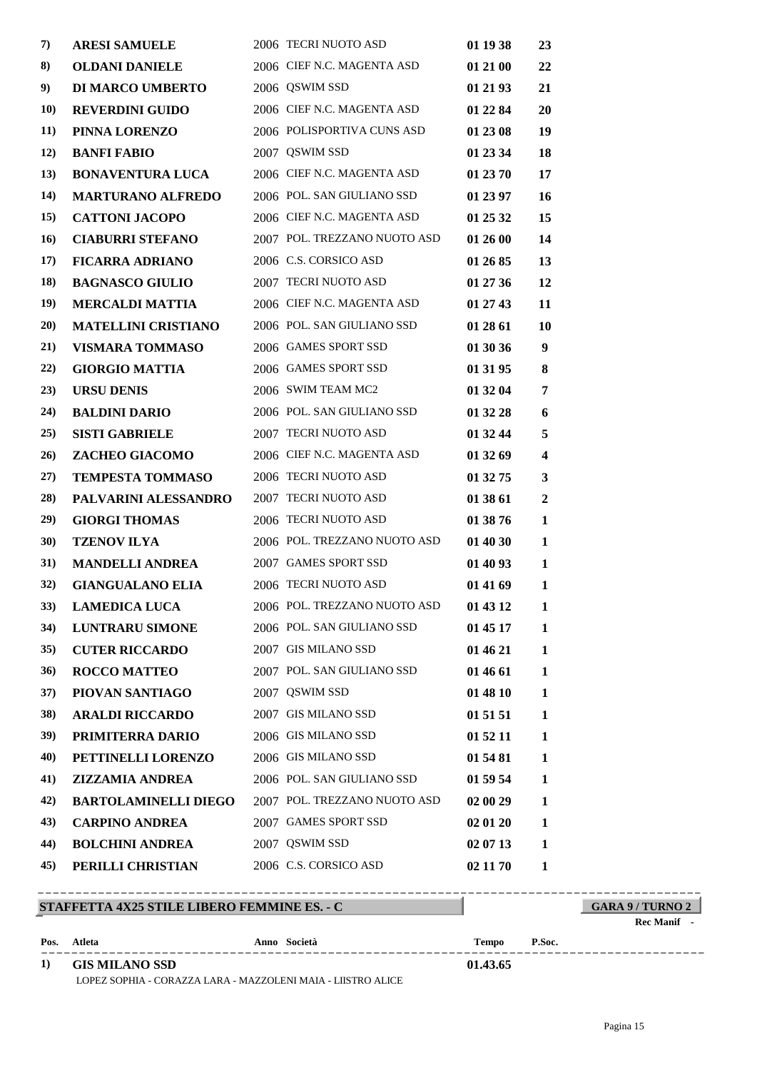| Pos. | Atleta | Anno | Società | Tempo | P.Soc. |
|---|---|---|---|---|---|
| 7) | **ARESI SAMUELE** | 2006 | TECRI NUOTO ASD | **01 19 38** | **23** |
| 8) | **OLDANI DANIELE** | 2006 | CIEF N.C. MAGENTA ASD | **01 21 00** | **22** |
| 9) | **DI MARCO UMBERTO** | 2006 | QSWIM SSD | **01 21 93** | **21** |
| 10) | **REVERDINI GUIDO** | 2006 | CIEF N.C. MAGENTA ASD | **01 22 84** | **20** |
| 11) | **PINNA LORENZO** | 2006 | POLISPORTIVA CUNS ASD | **01 23 08** | **19** |
| 12) | **BANFI FABIO** | 2007 | QSWIM SSD | **01 23 34** | **18** |
| 13) | **BONAVENTURA LUCA** | 2006 | CIEF N.C. MAGENTA ASD | **01 23 70** | **17** |
| 14) | **MARTURANO ALFREDO** | 2006 | POL. SAN GIULIANO SSD | **01 23 97** | **16** |
| 15) | **CATTONI JACOPO** | 2006 | CIEF N.C. MAGENTA ASD | **01 25 32** | **15** |
| 16) | **CIABURRI STEFANO** | 2007 | POL. TREZZANO NUOTO ASD | **01 26 00** | **14** |
| 17) | **FICARRA ADRIANO** | 2006 | C.S. CORSICO ASD | **01 26 85** | **13** |
| 18) | **BAGNASCO GIULIO** | 2007 | TECRI NUOTO ASD | **01 27 36** | **12** |
| 19) | **MERCALDI MATTIA** | 2006 | CIEF N.C. MAGENTA ASD | **01 27 43** | **11** |
| 20) | **MATELLINI CRISTIANO** | 2006 | POL. SAN GIULIANO SSD | **01 28 61** | **10** |
| 21) | **VISMARA TOMMASO** | 2006 | GAMES SPORT SSD | **01 30 36** | **9** |
| 22) | **GIORGIO MATTIA** | 2006 | GAMES SPORT SSD | **01 31 95** | **8** |
| 23) | **URSU DENIS** | 2006 | SWIM TEAM MC2 | **01 32 04** | **7** |
| 24) | **BALDINI DARIO** | 2006 | POL. SAN GIULIANO SSD | **01 32 28** | **6** |
| 25) | **SISTI GABRIELE** | 2007 | TECRI NUOTO ASD | **01 32 44** | **5** |
| 26) | **ZACHEO GIACOMO** | 2006 | CIEF N.C. MAGENTA ASD | **01 32 69** | **4** |
| 27) | **TEMPESTA TOMMASO** | 2006 | TECRI NUOTO ASD | **01 32 75** | **3** |
| 28) | **PALVARINI ALESSANDRO** | 2007 | TECRI NUOTO ASD | **01 38 61** | **2** |
| 29) | **GIORGI THOMAS** | 2006 | TECRI NUOTO ASD | **01 38 76** | **1** |
| 30) | **TZENOV ILYA** | 2006 | POL. TREZZANO NUOTO ASD | **01 40 30** | **1** |
| 31) | **MANDELLI ANDREA** | 2007 | GAMES SPORT SSD | **01 40 93** | **1** |
| 32) | **GIANGUALANO ELIA** | 2006 | TECRI NUOTO ASD | **01 41 69** | **1** |
| 33) | **LAMEDICA LUCA** | 2006 | POL. TREZZANO NUOTO ASD | **01 43 12** | **1** |
| 34) | **LUNTRARU SIMONE** | 2006 | POL. SAN GIULIANO SSD | **01 45 17** | **1** |
| 35) | **CUTER RICCARDO** | 2007 | GIS MILANO SSD | **01 46 21** | **1** |
| 36) | **ROCCO MATTEO** | 2007 | POL. SAN GIULIANO SSD | **01 46 61** | **1** |
| 37) | **PIOVAN SANTIAGO** | 2007 | QSWIM SSD | **01 48 10** | **1** |
| 38) | **ARALDI RICCARDO** | 2007 | GIS MILANO SSD | **01 51 51** | **1** |
| 39) | **PRIMITERRA DARIO** | 2006 | GIS MILANO SSD | **01 52 11** | **1** |
| 40) | **PETTINELLI LORENZO** | 2006 | GIS MILANO SSD | **01 54 81** | **1** |
| 41) | **ZIZZAMIA ANDREA** | 2006 | POL. SAN GIULIANO SSD | **01 59 54** | **1** |
| 42) | **BARTOLAMINELLI DIEGO** | 2007 | POL. TREZZANO NUOTO ASD | **02 00 29** | **1** |
| 43) | **CARPINO ANDREA** | 2007 | GAMES SPORT SSD | **02 01 20** | **1** |
| 44) | **BOLCHINI ANDREA** | 2007 | QSWIM SSD | **02 07 13** | **1** |
| 45) | **PERILLI CHRISTIAN** | 2006 | C.S. CORSICO ASD | **02 11 70** | **1** |

## STAFFETTA 4X25 STILE LIBERO FEMMINE ES. - C

**GARA 9 / TURNO 2**

**Rec Manif** -

| Pos. | Atleta | Anno | Società | Tempo | P.Soc. |
|---|---|---|---|---|---|
| 1) | **GIS MILANO SSD**<br>LOPEZ SOPHIA - CORAZZA LARA - MAZZOLENI MAIA - LIISTRO ALICE | | | **01.43.65** | |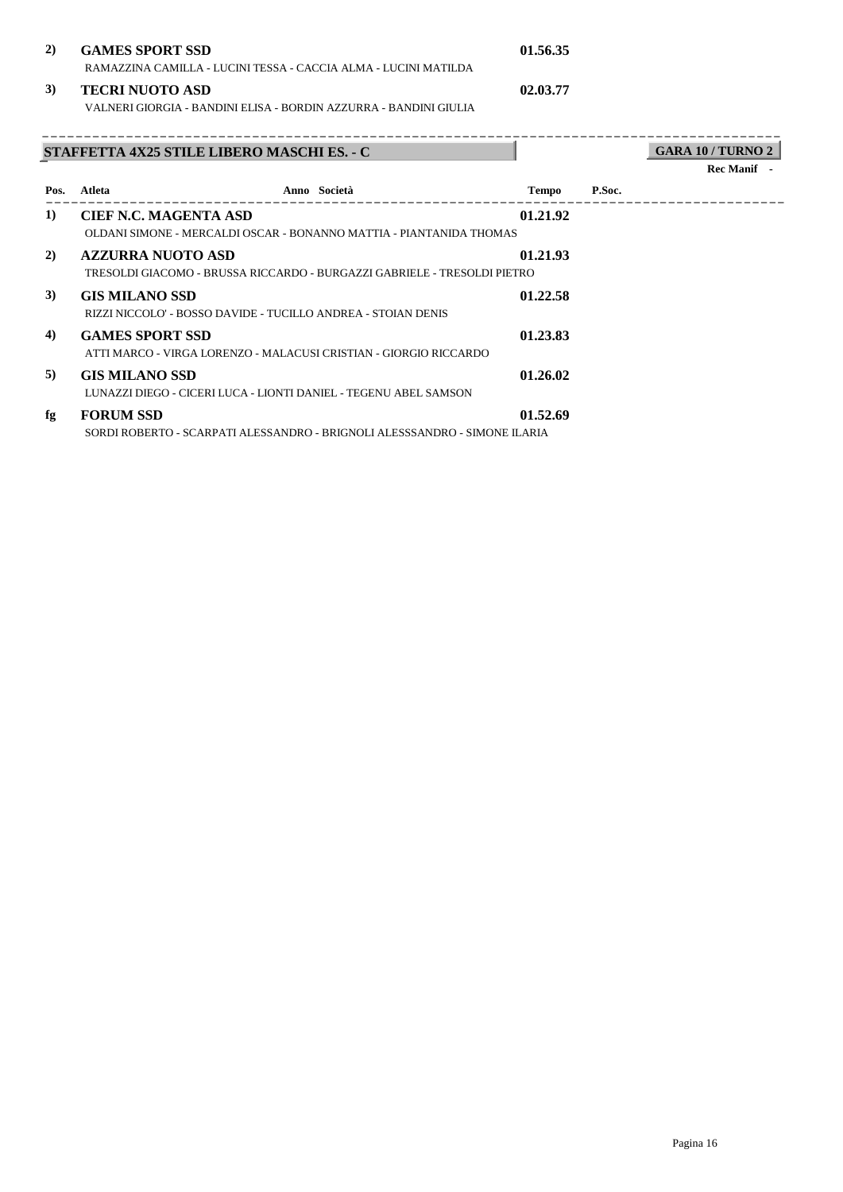| Pos. | Atleta | Tempo |
|---|---|---|
| 2) | **GAMES SPORT SSD**<br>RAMAZZINA CAMILLA - LUCINI TESSA - CACCIA ALMA - LUCINI MATILDA | **01.56.35** |
| 3) | **TECRI NUOTO ASD**<br>VALNERI GIORGIA - BANDINI ELISA - BORDIN AZZURRA - BANDINI GIULIA | **02.03.77** |

## STAFFETTA 4X25 STILE LIBERO MASCHI ES. - C

**GARA 10 / TURNO 2**

**Rec Manif -**

| Pos. | Atleta | Anno | Società | Tempo | P.Soc. |
|---|---|---|---|---|---|
| **1)** | **CIEF N.C. MAGENTA ASD**<br>OLDANI SIMONE - MERCALDI OSCAR - BONANNO MATTIA - PIANTANIDA THOMAS | | | **01.21.92** | |
| **2)** | **AZZURRA NUOTO ASD**<br>TRESOLDI GIACOMO - BRUSSA RICCARDO - BURGAZZI GABRIELE - TRESOLDI PIETRO | | | **01.21.93** | |
| **3)** | **GIS MILANO SSD**<br>RIZZI NICCOLO' - BOSSO DAVIDE - TUCILLO ANDREA - STOIAN DENIS | | | **01.22.58** | |
| **4)** | **GAMES SPORT SSD**<br>ATTI MARCO - VIRGA LORENZO - MALACUSI CRISTIAN - GIORGIO RICCARDO | | | **01.23.83** | |
| **5)** | **GIS MILANO SSD**<br>LUNAZZI DIEGO - CICERI LUCA - LIONTI DANIEL - TEGENU ABEL SAMSON | | | **01.26.02** | |
| **fg** | **FORUM SSD**<br>SORDI ROBERTO - SCARPATI ALESSANDRO - BRIGNOLI ALESSSANDRO - SIMONE ILARIA | | | **01.52.69** | |